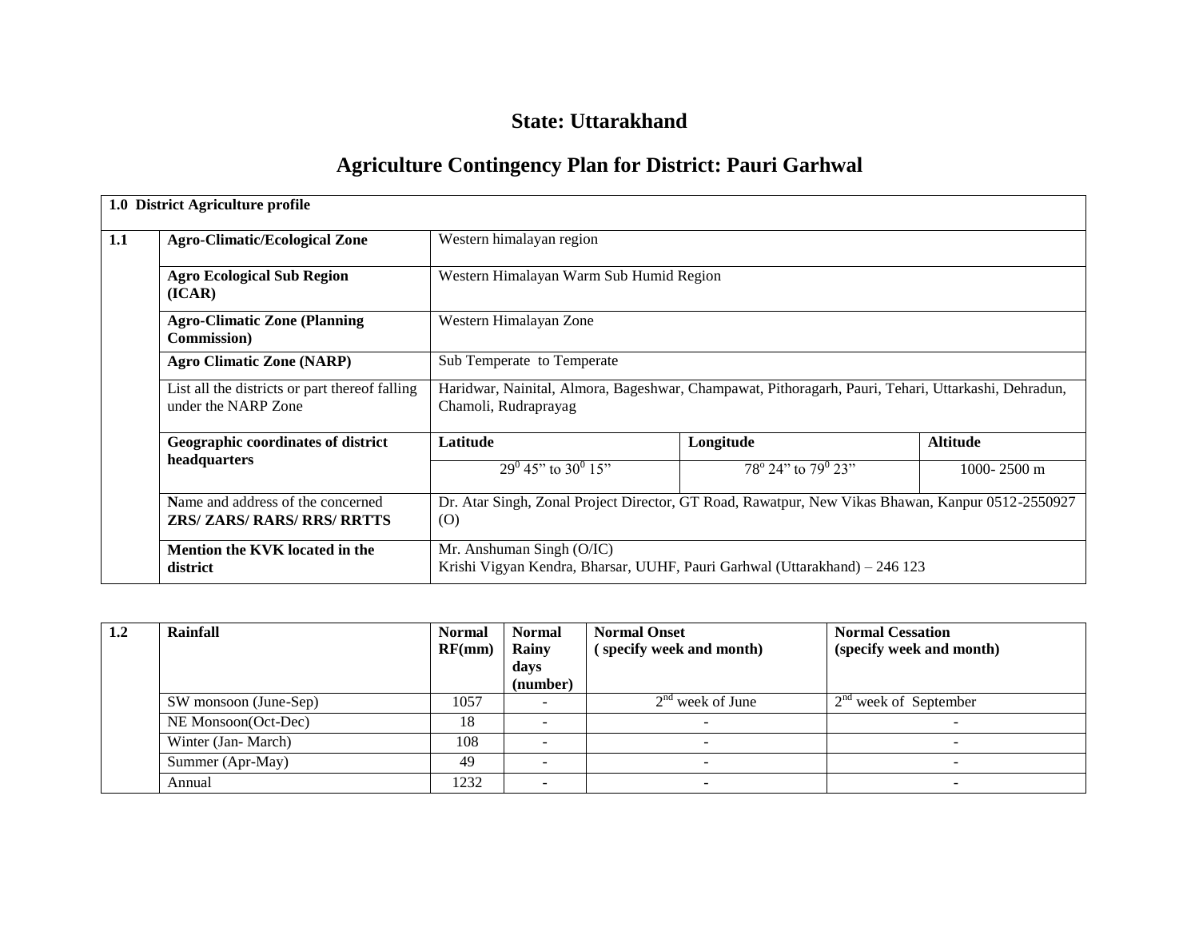# State: Uttarakhand

## Agriculture Contingency Plan for District: Pauri Garhwal

| **1.0 District Agriculture profile** | | | | |
|---|---|---|---|---|
| **1.1** | **Agro-Climatic/Ecological Zone** | Western himalayan region | | |
| | **Agro Ecological Sub Region (ICAR)** | Western Himalayan Warm Sub Humid Region | | |
| | **Agro-Climatic Zone (Planning Commission)** | Western Himalayan Zone | | |
| | **Agro Climatic Zone (NARP)** | Sub Temperate to Temperate | | |
| | List all the districts or part thereof falling under the NARP Zone | Haridwar, Nainital, Almora, Bageshwar, Champawat, Pithoragarh, Pauri, Tehri, Uttarkashi, Dehradun, Chamoli, Rudraprayag | | |
| | **Geographic coordinates of district headquarters** | **Latitude** | **Longitude** | **Altitude** |
| | | $29^0$ 45" to $30^0$ 15" | $78^o$ 24" to $79^0$ 23" | 1000- 2500 m |
| | **N**ame and address of the concerned **ZRS/ ZARS/ RARS/ RRS/ RRTTS** | Dr. Atar Singh, Zonal Project Director, GT Road, Rawatpur, New Vikas Bhawan, Kanpur 0512-2550927 (O) | | |
| | **Mention the KVK located in the district** | Mr. Anshuman Singh (O/IC)<br>Krishi Vigyan Kendra, Bharsar, UUHF, Pauri Garhwal (Uttarakhand) – 246 123 | | |

| **1.2** | **Rainfall** | **Normal RF(mm)** | **Normal Rainy days (number)** | **Normal Onset ( specify week and month)** | **Normal Cessation (specify week and month)** |
|---|---|---|---|---|---|
| | SW monsoon (June-Sep) | 1057 | - | 2nd week of June | 2nd week of September |
| | NE Monsoon(Oct-Dec) | 18 | - | - | - |
| | Winter (Jan- March) | 108 | - | - | - |
| | Summer (Apr-May) | 49 | - | - | - |
| | Annual | 1232 | - | - | - |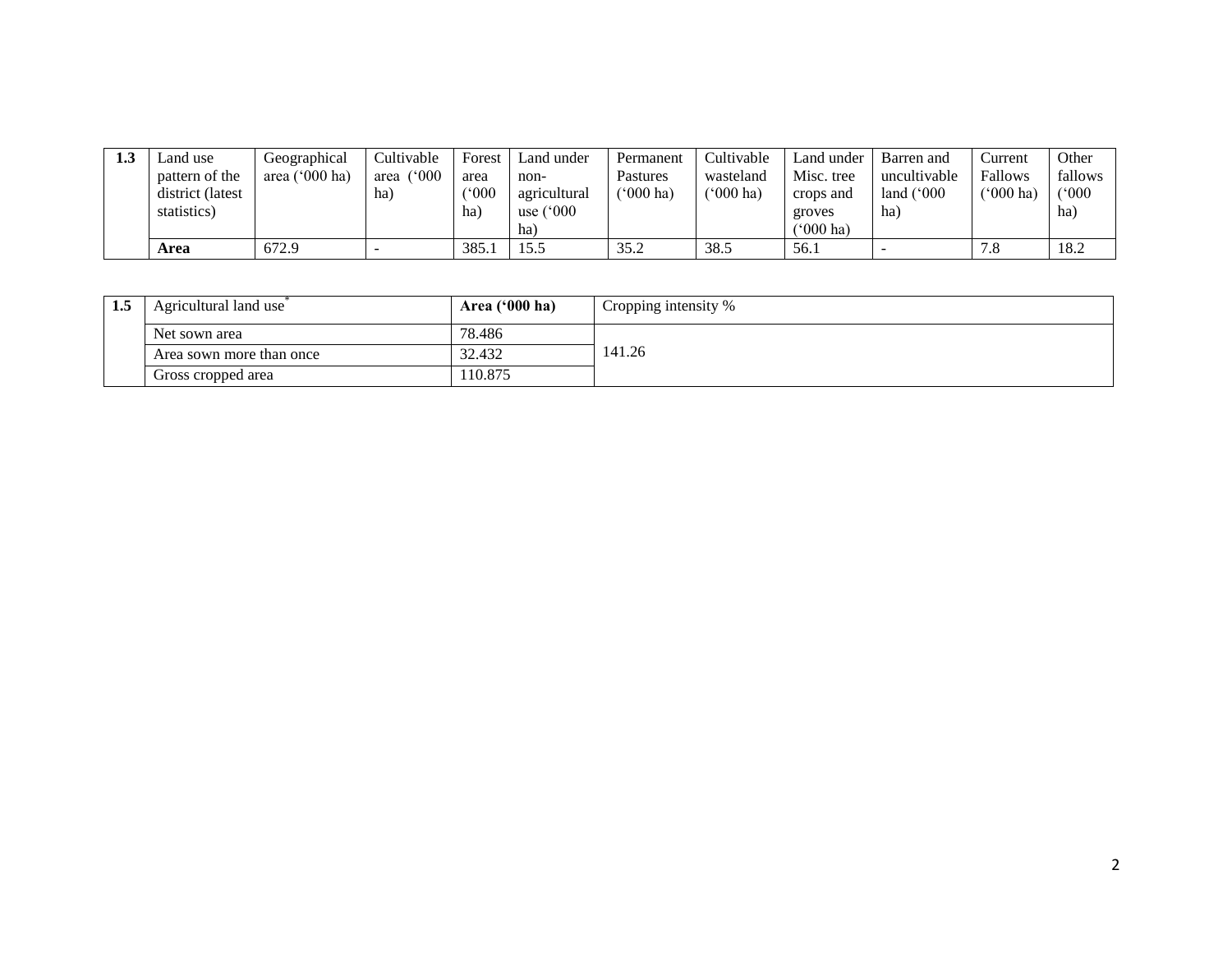| 1.3 | Land use pattern of the district (latest statistics) | Geographical area ('000 ha) | Cultivable area ('000 ha) | Forest area ('000 ha) | Land under non-agricultural use ('000 ha) | Permanent Pastures ('000 ha) | Cultivable wasteland ('000 ha) | Land under Misc. tree crops and groves ('000 ha) | Barren and uncultivable land ('000 ha) | Current Fallows ('000 ha) | Other fallows ('000 ha) |
|---|---|---|---|---|---|---|---|---|---|---|---|
| | **Area** | 672.9 | - | 385.1 | 15.5 | 35.2 | 38.5 | 56.1 | - | 7.8 | 18.2 |

| 1.5 | Agricultural land use* | **Area ('000 ha)** | Cropping intensity % |
|---|---|---|---|
| | Net sown area | 78.486 | 141.26 |
| | Area sown more than once | 32.432 | |
| | Gross cropped area | 110.875 | |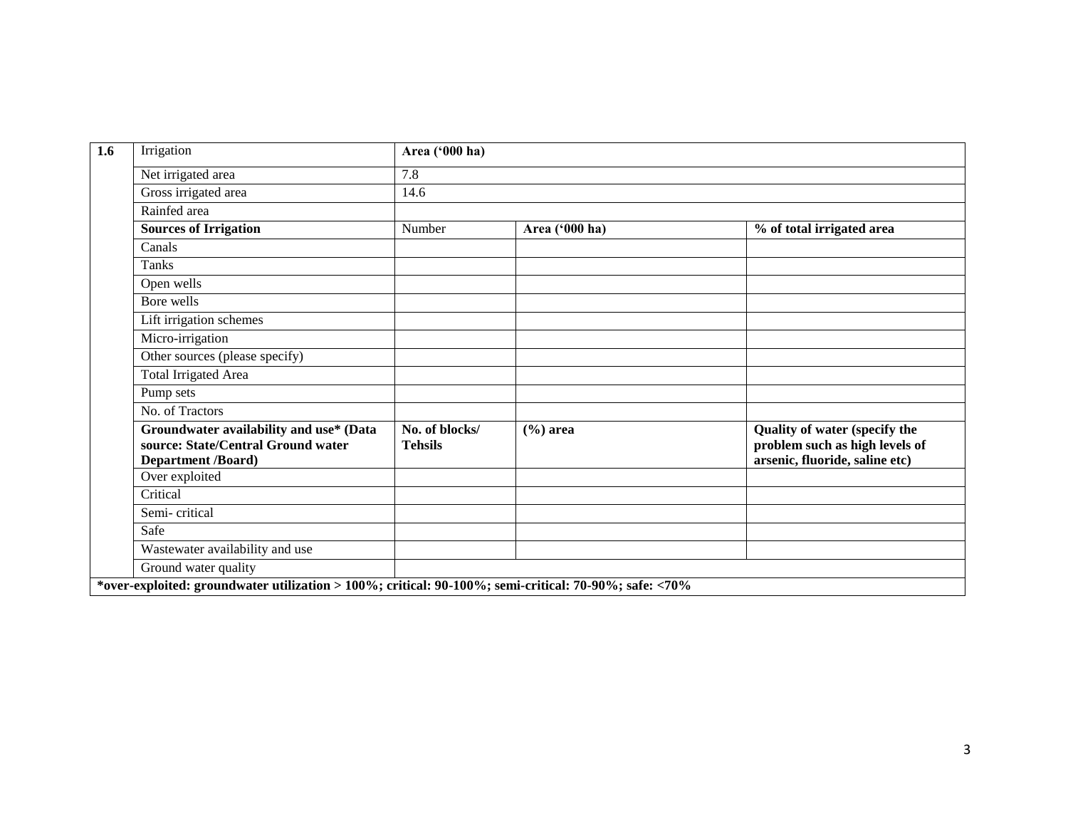| 1.6 | Irrigation | **Area ('000 ha)** | | |
|---|---|---|---|---|
| | Net irrigated area | 7.8 | | |
| | Gross irrigated area | 14.6 | | |
| | Rainfed area | | | |
| | **Sources of Irrigation** | Number | **Area ('000 ha)** | **% of total irrigated area** |
| | Canals | | | |
| | Tanks | | | |
| | Open wells | | | |
| | Bore wells | | | |
| | Lift irrigation schemes | | | |
| | Micro-irrigation | | | |
| | Other sources (please specify) | | | |
| | Total Irrigated Area | | | |
| | Pump sets | | | |
| | No. of Tractors | | | |
| | **Groundwater availability and use* (Data source: State/Central Ground water Department /Board)** | **No. of blocks/ Tehsils** | **(%) area** | **Quality of water (specify the problem such as high levels of arsenic, fluoride, saline etc)** |
| | Over exploited | | | |
| | Critical | | | |
| | Semi- critical | | | |
| | Safe | | | |
| | Wastewater availability and use | | | |
| | Ground water quality | | | |

***over-exploited: groundwater utilization > 100%; critical: 90-100%; semi-critical: 70-90%; safe: <70%**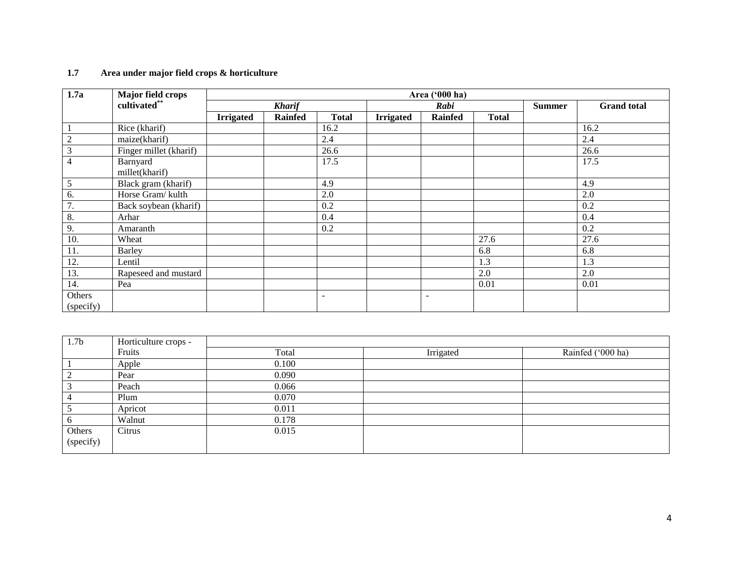### 1.7 Area under major field crops & horticulture

| 1.7a | Major field crops cultivated** | Area ('000 ha) | | | | | | | |
|---|---|---|---|---|---|---|---|---|---|
| | | *Kharif* | | | *Rabi* | | | Summer | Grand total |
| | | Irrigated | Rainfed | Total | Irrigated | Rainfed | Total | | |
| 1 | Rice (kharif) | | | 16.2 | | | | | 16.2 |
| 2 | maize(kharif) | | | 2.4 | | | | | 2.4 |
| 3 | Finger millet (kharif) | | | 26.6 | | | | | 26.6 |
| 4 | Barnyard millet(kharif) | | | 17.5 | | | | | 17.5 |
| 5 | Black gram (kharif) | | | 4.9 | | | | | 4.9 |
| 6. | Horse Gram/ kulth | | | 2.0 | | | | | 2.0 |
| 7. | Back soybean (kharif) | | | 0.2 | | | | | 0.2 |
| 8. | Arhar | | | 0.4 | | | | | 0.4 |
| 9. | Amaranth | | | 0.2 | | | | | 0.2 |
| 10. | Wheat | | | | | | 27.6 | | 27.6 |
| 11. | Barley | | | | | | 6.8 | | 6.8 |
| 12. | Lentil | | | | | | 1.3 | | 1.3 |
| 13. | Rapeseed and mustard | | | | | | 2.0 | | 2.0 |
| 14. | Pea | | | | | | 0.01 | | 0.01 |
| Others (specify) | | | | - | | - | | | |

| 1.7b | Horticulture crops - Fruits | Total | Irrigated | Rainfed ('000 ha) |
|---|---|---|---|---|
| 1 | Apple | 0.100 | | |
| 2 | Pear | 0.090 | | |
| 3 | Peach | 0.066 | | |
| 4 | Plum | 0.070 | | |
| 5 | Apricot | 0.011 | | |
| 6 | Walnut | 0.178 | | |
| Others (specify) | Citrus | 0.015 | | |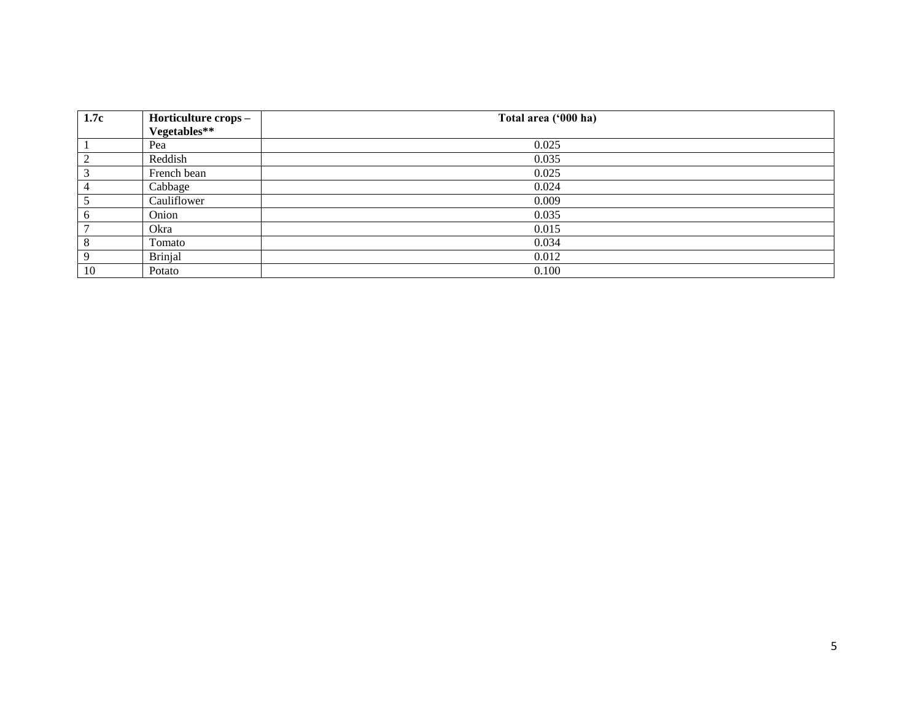| 1.7c | Horticulture crops – Vegetables** | Total area ('000 ha) |
|---|---|---|
| 1 | Pea | 0.025 |
| 2 | Reddish | 0.035 |
| 3 | French bean | 0.025 |
| 4 | Cabbage | 0.024 |
| 5 | Cauliflower | 0.009 |
| 6 | Onion | 0.035 |
| 7 | Okra | 0.015 |
| 8 | Tomato | 0.034 |
| 9 | Brinjal | 0.012 |
| 10 | Potato | 0.100 |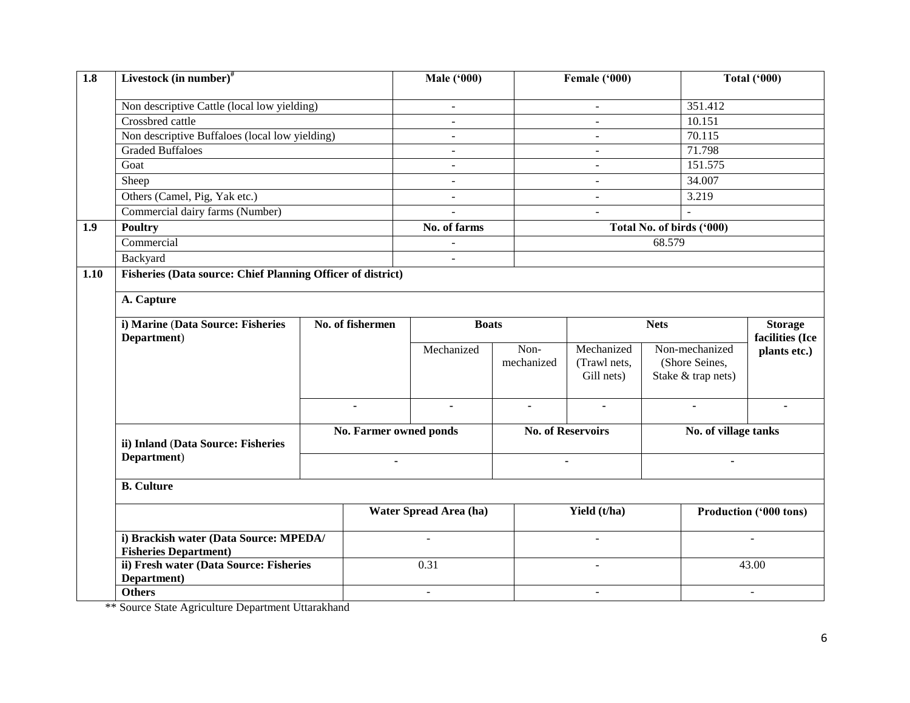| | | | | |
|---|---|---|---|---|
| 1.8 | Livestock (in number)[#] | Male ('000) | Female ('000) | Total ('000) |
| | Non descriptive Cattle (local low yielding) | - | - | 351.412 |
| | Crossbred cattle | - | - | 10.151 |
| | Non descriptive Buffaloes (local low yielding) | - | - | 70.115 |
| | Graded Buffaloes | - | - | 71.798 |
| | Goat | - | - | 151.575 |
| | Sheep | - | - | 34.007 |
| | Others (Camel, Pig, Yak etc.) | - | - | 3.219 |
| | Commercial dairy farms (Number) | - | - | - |
| 1.9 | **Poultry** | **No. of farms** | **Total No. of birds ('000)** | |
| | Commercial | - | 68.579 | |
| | Backyard | - | | |

**1.10 Fisheries (Data source: Chief Planning Officer of district)**

**A. Capture**

| i) Marine (Data Source: Fisheries Department) | No. of fishermen | Boats | | Nets | | Storage facilities (Ice plants etc.) |
|---|---|---|---|---|---|---|
| | | Mechanized | Non-mechanized | Mechanized (Trawl nets, Gill nets) | Non-mechanized (Shore Seines, Stake & trap nets) | |
| | - | - | - | - | - | - |

| ii) Inland (Data Source: Fisheries Department) | No. Farmer owned ponds | No. of Reservoirs | No. of village tanks |
|---|---|---|---|
| | - | - | - |

**B. Culture**

| | Water Spread Area (ha) | Yield (t/ha) | Production ('000 tons) |
|---|---|---|---|
| **i) Brackish water (Data Source: MPEDA/ Fisheries Department)** | - | - | - |
| **ii) Fresh water (Data Source: Fisheries Department)** | 0.31 | - | 43.00 |
| **Others** | - | - | - |

** Source State Agriculture Department Uttarakhand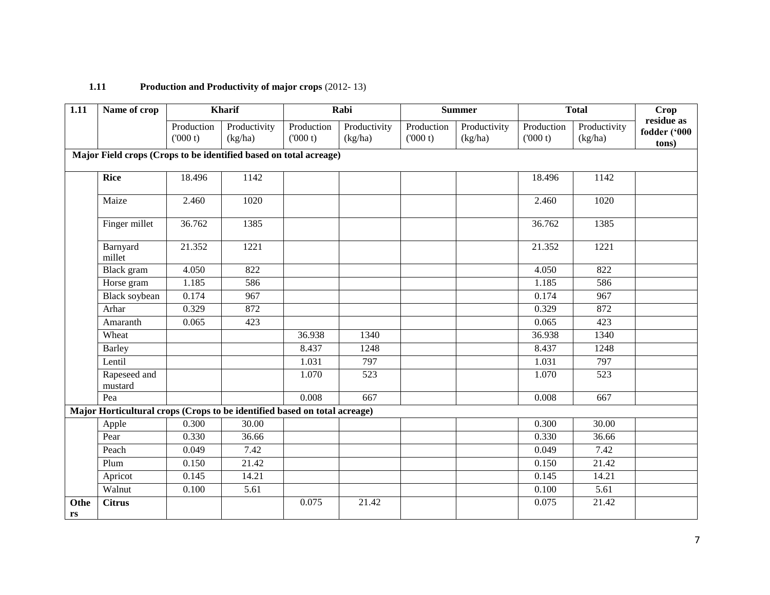### 1.11 Production and Productivity of major crops (2012- 13)

| 1.11 | Name of crop | Kharif | | Rabi | | Summer | | Total | | Crop residue as fodder ('000 tons) |
|---|---|---|---|---|---|---|---|---|---|---|
| | | Production ('000 t) | Productivity (kg/ha) | Production ('000 t) | Productivity (kg/ha) | Production ('000 t) | Productivity (kg/ha) | Production ('000 t) | Productivity (kg/ha) | |
| **Major Field crops (Crops to be identified based on total acreage)** | | | | | | | | | | |
| | **Rice** | 18.496 | 1142 | | | | | 18.496 | 1142 | |
| | Maize | 2.460 | 1020 | | | | | 2.460 | 1020 | |
| | Finger millet | 36.762 | 1385 | | | | | 36.762 | 1385 | |
| | Barnyard millet | 21.352 | 1221 | | | | | 21.352 | 1221 | |
| | Black gram | 4.050 | 822 | | | | | 4.050 | 822 | |
| | Horse gram | 1.185 | 586 | | | | | 1.185 | 586 | |
| | Black soybean | 0.174 | 967 | | | | | 0.174 | 967 | |
| | Arhar | 0.329 | 872 | | | | | 0.329 | 872 | |
| | Amaranth | 0.065 | 423 | | | | | 0.065 | 423 | |
| | Wheat | | | 36.938 | 1340 | | | 36.938 | 1340 | |
| | Barley | | | 8.437 | 1248 | | | 8.437 | 1248 | |
| | Lentil | | | 1.031 | 797 | | | 1.031 | 797 | |
| | Rapeseed and mustard | | | 1.070 | 523 | | | 1.070 | 523 | |
| | Pea | | | 0.008 | 667 | | | 0.008 | 667 | |
| **Major Horticultural crops (Crops to be identified based on total acreage)** | | | | | | | | | | |
| | Apple | 0.300 | 30.00 | | | | | 0.300 | 30.00 | |
| | Pear | 0.330 | 36.66 | | | | | 0.330 | 36.66 | |
| | Peach | 0.049 | 7.42 | | | | | 0.049 | 7.42 | |
| | Plum | 0.150 | 21.42 | | | | | 0.150 | 21.42 | |
| | Apricot | 0.145 | 14.21 | | | | | 0.145 | 14.21 | |
| | Walnut | 0.100 | 5.61 | | | | | 0.100 | 5.61 | |
| **Others** | **Citrus** | | | 0.075 | 21.42 | | | 0.075 | 21.42 | |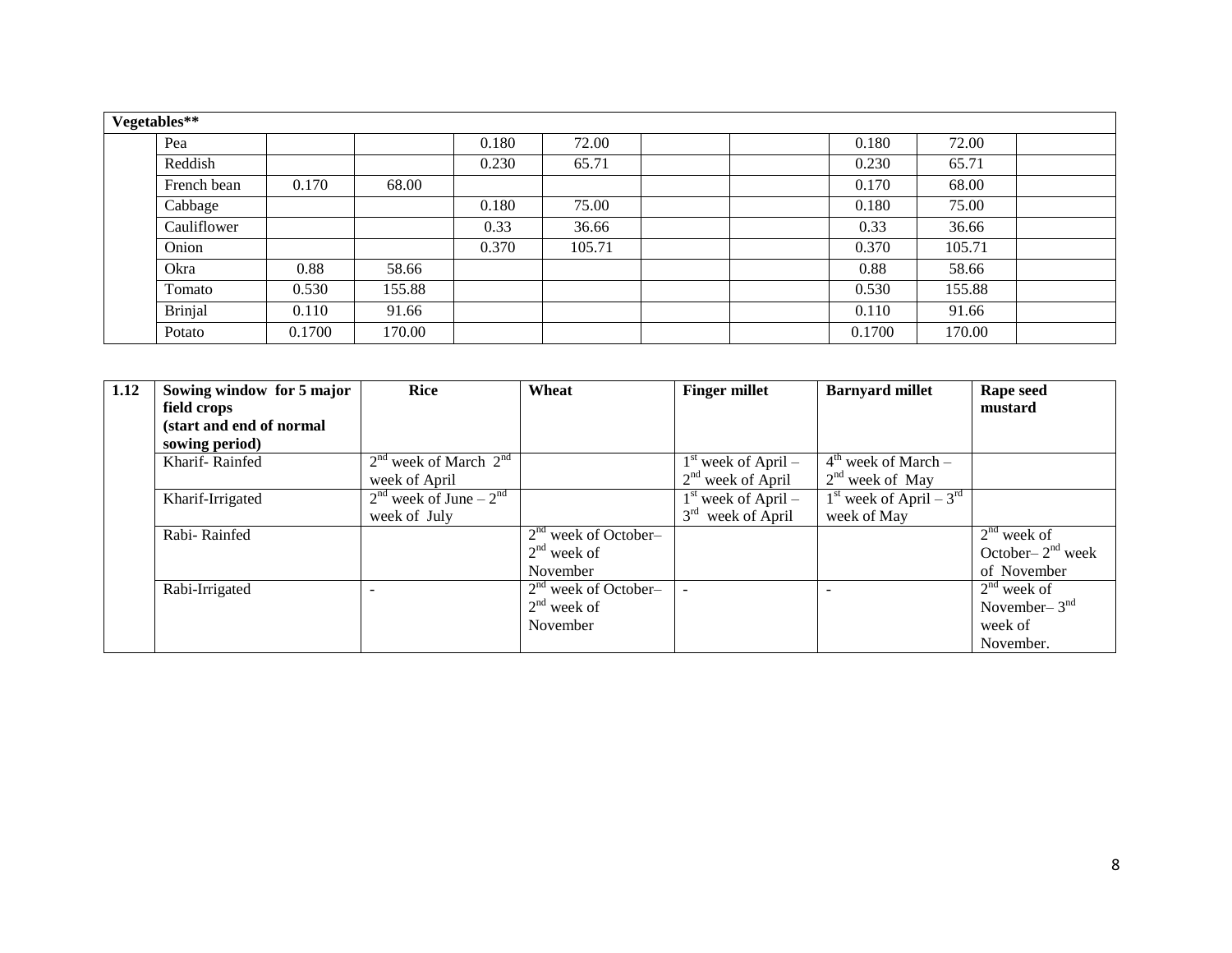| Vegetables** | | | | | | | | | | |
|---|---|---|---|---|---|---|---|---|---|---|
| | Pea | | | 0.180 | 72.00 | | | 0.180 | 72.00 | |
| | Reddish | | | 0.230 | 65.71 | | | 0.230 | 65.71 | |
| | French bean | 0.170 | 68.00 | | | | | 0.170 | 68.00 | |
| | Cabbage | | | 0.180 | 75.00 | | | 0.180 | 75.00 | |
| | Cauliflower | | | 0.33 | 36.66 | | | 0.33 | 36.66 | |
| | Onion | | | 0.370 | 105.71 | | | 0.370 | 105.71 | |
| | Okra | 0.88 | 58.66 | | | | | 0.88 | 58.66 | |
| | Tomato | 0.530 | 155.88 | | | | | 0.530 | 155.88 | |
| | Brinjal | 0.110 | 91.66 | | | | | 0.110 | 91.66 | |
| | Potato | 0.1700 | 170.00 | | | | | 0.1700 | 170.00 | |

| 1.12 | Sowing window for 5 major field crops (start and end of normal sowing period) | Rice | Wheat | Finger millet | Barnyard millet | Rape seed mustard |
|---|---|---|---|---|---|---|
| | Kharif- Rainfed | 2nd week of March 2nd week of April | | 1st week of April – 2nd week of April | 4th week of March – 2nd week of May | |
| | Kharif-Irrigated | 2nd week of June – 2nd week of July | | 1st week of April – 3rd week of April | 1st week of April – 3rd week of May | |
| | Rabi- Rainfed | | 2nd week of October– 2nd week of November | | | 2nd week of October– 2nd week of November |
| | Rabi-Irrigated | - | 2nd week of October– 2nd week of November | - | - | 2nd week of November– 3nd week of November. |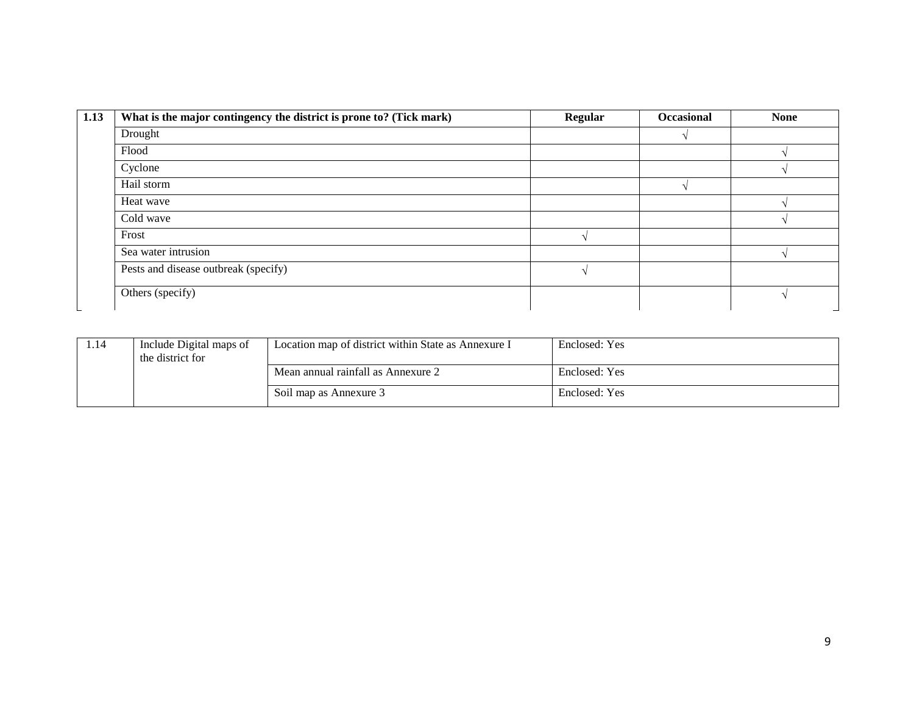| 1.13 | What is the major contingency the district is prone to? (Tick mark) | Regular | Occasional | None |
|---|---|---|---|---|
| | Drought | | √ | |
| | Flood | | | √ |
| | Cyclone | | | √ |
| | Hail storm | | √ | |
| | Heat wave | | | √ |
| | Cold wave | | | √ |
| | Frost | √ | | |
| | Sea water intrusion | | | √ |
| | Pests and disease outbreak (specify) | √ | | |
| | Others (specify) | | | √ |

| | | | |
|---|---|---|---|
| 1.14 | Include Digital maps of the district for | Location map of district within State as Annexure I | Enclosed: Yes |
| | | Mean annual rainfall as Annexure 2 | Enclosed: Yes |
| | | Soil map as Annexure 3 | Enclosed: Yes |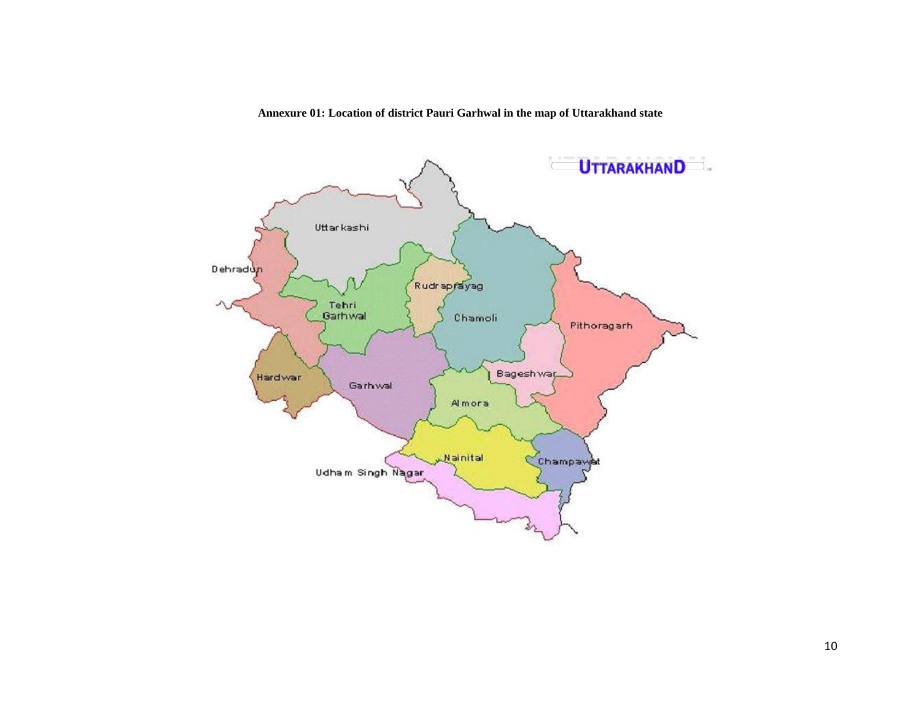**Annexure 01: Location of district Pauri Garhwal in the map of Uttarakhand state**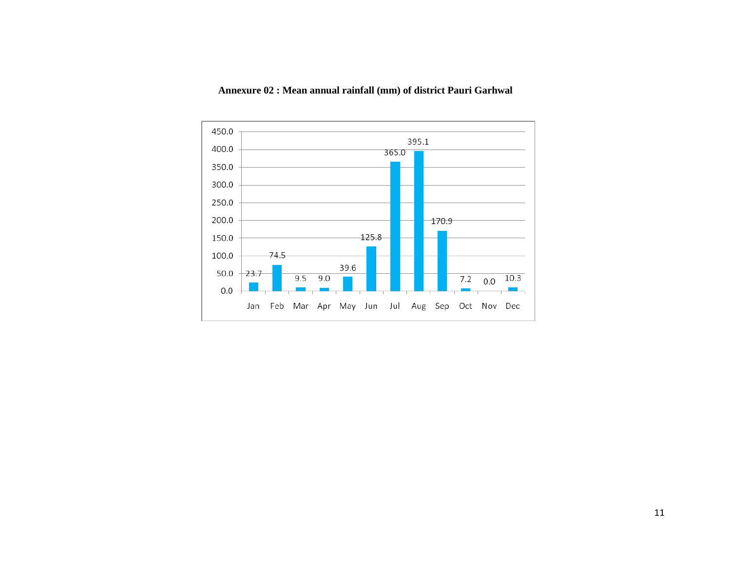**Annexure 02 : Mean annual rainfall (mm) of district Pauri Garhwal**

450.0
400.0
350.0
300.0
250.0
200.0
150.0
100.0
50.0
0.0

23.7
74.5
9.5
9.0
39.6
125.8
365.0
395.1
170.9
7.2
0.0
10.3

Jan Feb Mar Apr May Jun Jul Aug Sep Oct Nov Dec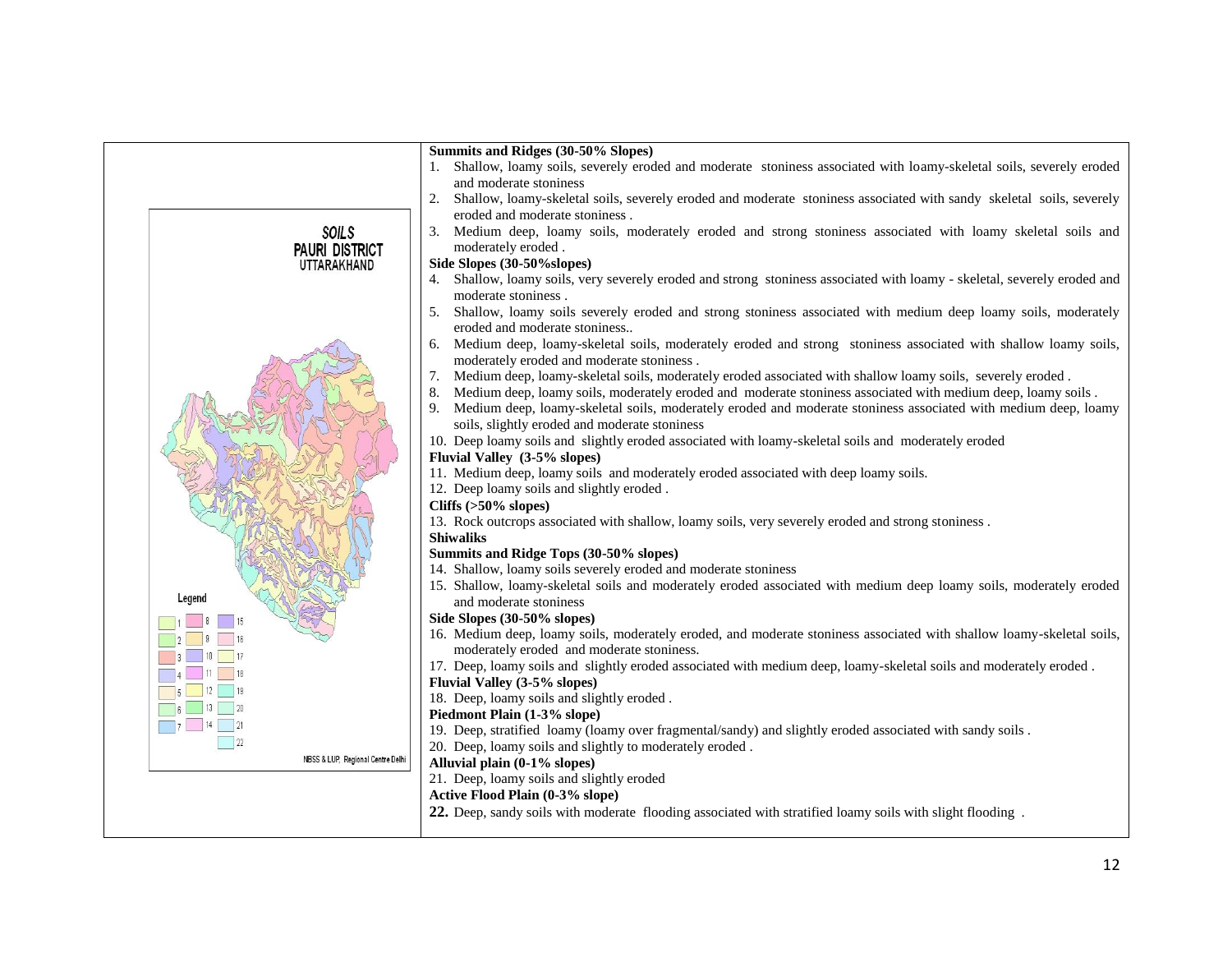SOILS
PAURI DISTRICT
UTTARAKHAND

Legend

1 2 3 4 5 6 7 8 9 10 11 12 13 14 15 16 17 18 19 20 21 22

NBSS & LUP, Regional Centre Delhi

**Summits and Ridges (30-50% Slopes)**

1. Shallow, loamy soils, severely eroded and moderate stoniness associated with loamy-skeletal soils, severely eroded and moderate stoniness
2. Shallow, loamy-skeletal soils, severely eroded and moderate stoniness associated with sandy skeletal soils, severely eroded and moderate stoniness .
3. Medium deep, loamy soils, moderately eroded and strong stoniness associated with loamy skeletal soils and moderately eroded .

**Side Slopes (30-50%slopes)**

4. Shallow, loamy soils, very severely eroded and strong stoniness associated with loamy - skeletal, severely eroded and moderate stoniness .
5. Shallow, loamy soils severely eroded and strong stoniness associated with medium deep loamy soils, moderately eroded and moderate stoniness..
6. Medium deep, loamy-skeletal soils, moderately eroded and strong stoniness associated with shallow loamy soils, moderately eroded and moderate stoniness .
7. Medium deep, loamy-skeletal soils, moderately eroded associated with shallow loamy soils, severely eroded .
8. Medium deep, loamy soils, moderately eroded and moderate stoniness associated with medium deep, loamy soils .
9. Medium deep, loamy-skeletal soils, moderately eroded and moderate stoniness associated with medium deep, loamy soils, slightly eroded and moderate stoniness
10. Deep loamy soils and slightly eroded associated with loamy-skeletal soils and moderately eroded

**Fluvial Valley (3-5% slopes)**

11. Medium deep, loamy soils and moderately eroded associated with deep loamy soils.
12. Deep loamy soils and slightly eroded .

**Cliffs (>50% slopes)**

13. Rock outcrops associated with shallow, loamy soils, very severely eroded and strong stoniness .

**Shiwaliks**

**Summits and Ridge Tops (30-50% slopes)**

14. Shallow, loamy soils severely eroded and moderate stoniness
15. Shallow, loamy-skeletal soils and moderately eroded associated with medium deep loamy soils, moderately eroded and moderate stoniness

**Side Slopes (30-50% slopes)**

16. Medium deep, loamy soils, moderately eroded, and moderate stoniness associated with shallow loamy-skeletal soils, moderately eroded and moderate stoniness.
17. Deep, loamy soils and slightly eroded associated with medium deep, loamy-skeletal soils and moderately eroded .

**Fluvial Valley (3-5% slopes)**

18. Deep, loamy soils and slightly eroded .

**Piedmont Plain (1-3% slope)**

19. Deep, stratified loamy (loamy over fragmental/sandy) and slightly eroded associated with sandy soils .
20. Deep, loamy soils and slightly to moderately eroded .

**Alluvial plain (0-1% slopes)**

21. Deep, loamy soils and slightly eroded

**Active Flood Plain (0-3% slope)**

22. Deep, sandy soils with moderate flooding associated with stratified loamy soils with slight flooding .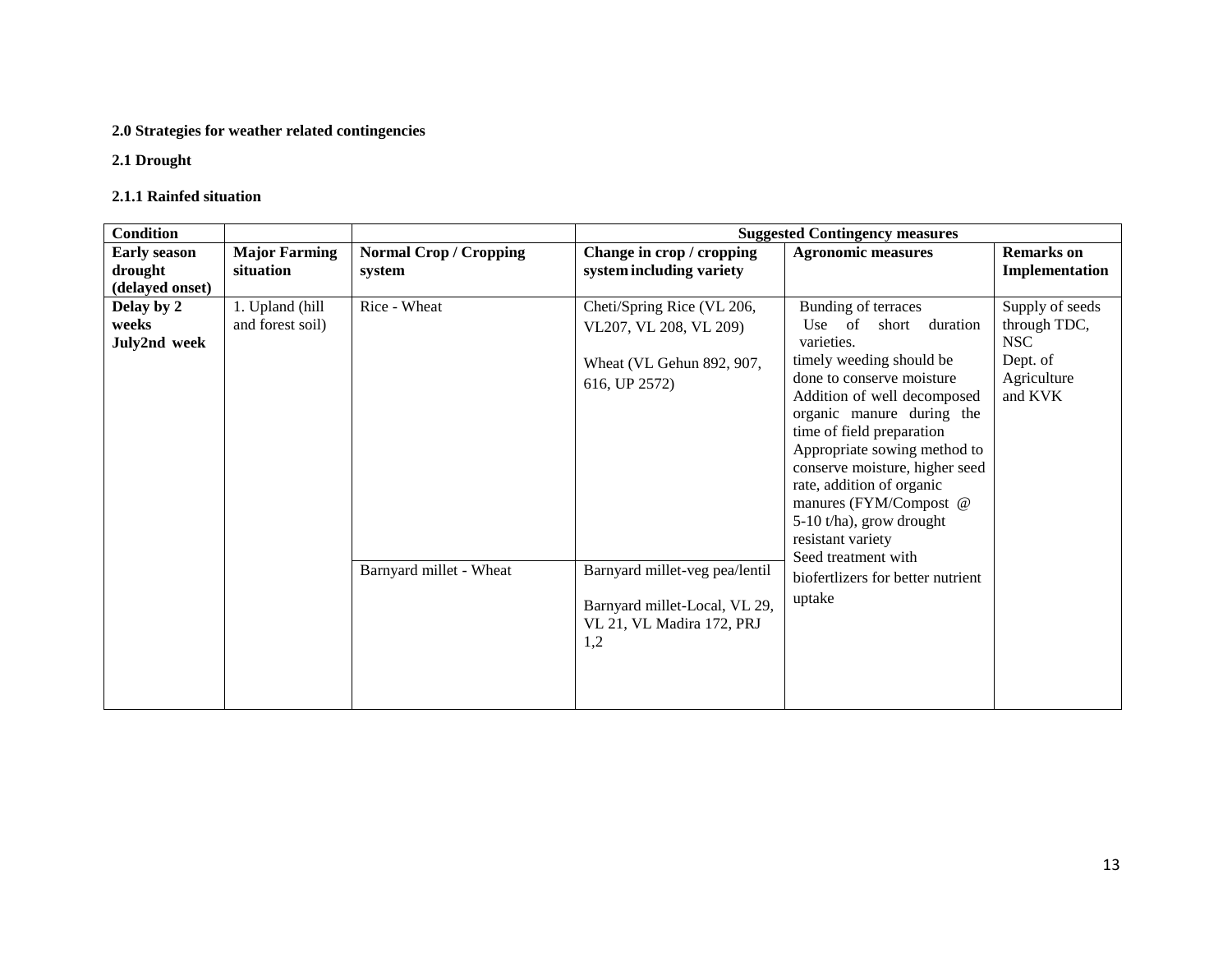**2.0 Strategies for weather related contingencies**

**2.1 Drought**

**2.1.1 Rainfed situation**

| **Condition** | | | **Suggested Contingency measures** | | |
|---|---|---|---|---|---|
| **Early season drought (delayed onset)** | **Major Farming situation** | **Normal Crop / Cropping system** | **Change in crop / cropping system including variety** | **Agronomic measures** | **Remarks on Implementation** |
| **Delay by 2 weeks July2nd week** | 1. Upland (hill and forest soil) | Rice - Wheat | Cheti/Spring Rice (VL 206, VL207, VL 208, VL 209)<br><br>Wheat (VL Gehun 892, 907, 616, UP 2572) | Bunding of terraces<br>Use of short duration varieties.<br>timely weeding should be done to conserve moisture<br>Addition of well decomposed organic manure during the time of field preparation<br>Appropriate sowing method to conserve moisture, higher seed rate, addition of organic manures (FYM/Compost @ 5-10 t/ha), grow drought resistant variety<br>Seed treatment with biofertlizers for better nutrient uptake | Supply of seeds through TDC, NSC<br>Dept. of Agriculture and KVK |
| | | Barnyard millet - Wheat | Barnyard millet-veg pea/lentil<br><br>Barnyard millet-Local, VL 29, VL 21, VL Madira 172, PRJ 1,2 | | |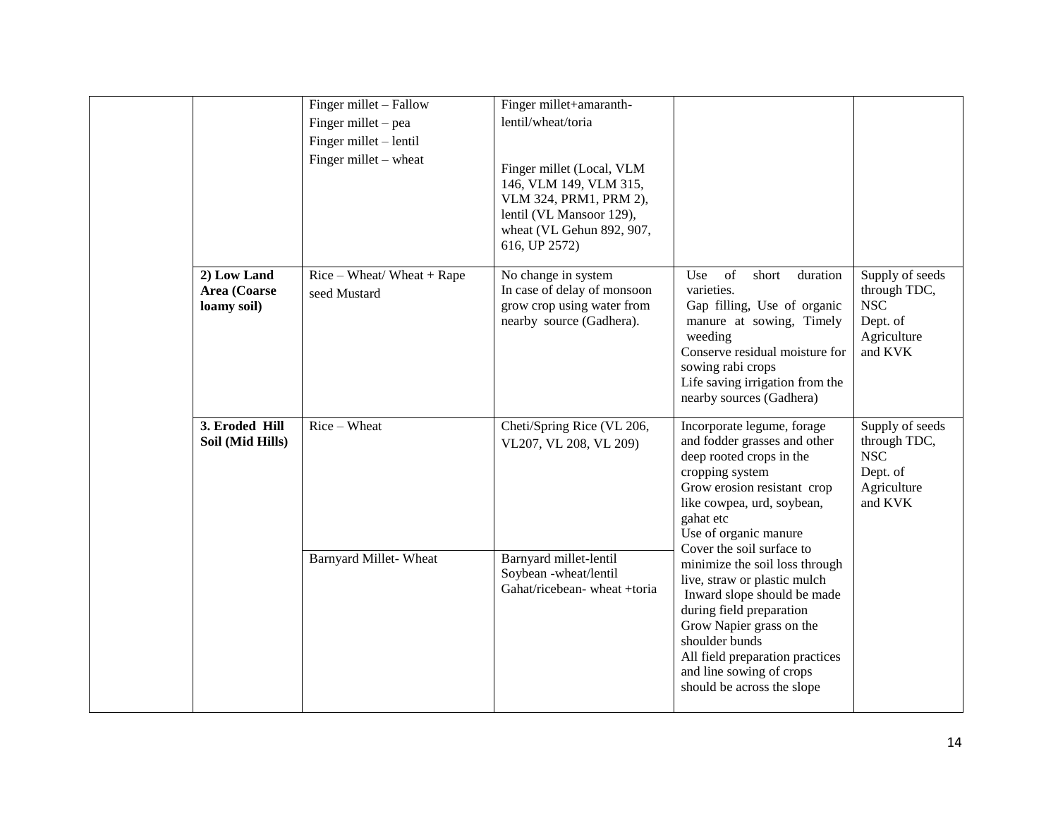| | | | | | |
|---|---|---|---|---|---|
| | | Finger millet – Fallow<br>Finger millet – pea<br>Finger millet – lentil<br>Finger millet – wheat | Finger millet+amaranth-lentil/wheat/toria<br><br>Finger millet (Local, VLM 146, VLM 149, VLM 315, VLM 324, PRM1, PRM 2), lentil (VL Mansoor 129), wheat (VL Gehun 892, 907, 616, UP 2572) | | |
| | **2) Low Land Area (Coarse loamy soil)** | Rice – Wheat/ Wheat + Rape seed Mustard | No change in system<br>In case of delay of monsoon grow crop using water from nearby source (Gadhera). | Use of short duration varieties.<br>Gap filling, Use of organic manure at sowing, Timely weeding<br>Conserve residual moisture for sowing rabi crops<br>Life saving irrigation from the nearby sources (Gadhera) | Supply of seeds through TDC, NSC<br>Dept. of Agriculture and KVK |
| | **3. Eroded Hill Soil (Mid Hills)** | Rice – Wheat | Cheti/Spring Rice (VL 206, VL207, VL 208, VL 209) | Incorporate legume, forage and fodder grasses and other deep rooted crops in the cropping system<br>Grow erosion resistant crop like cowpea, urd, soybean, gahat etc<br>Use of organic manure<br>Cover the soil surface to minimize the soil loss through live, straw or plastic mulch<br>Inward slope should be made during field preparation<br>Grow Napier grass on the shoulder bunds<br>All field preparation practices and line sowing of crops should be across the slope | Supply of seeds through TDC, NSC<br>Dept. of Agriculture and KVK |
| | | Barnyard Millet- Wheat | Barnyard millet-lentil<br>Soybean -wheat/lentil<br>Gahat/ricebean- wheat +toria | | |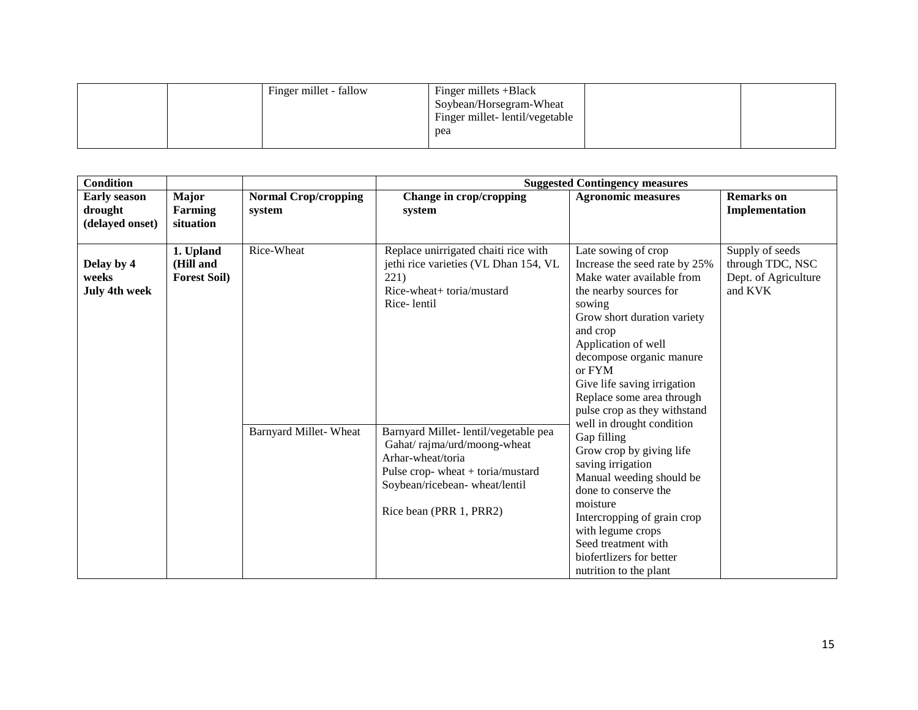| | | | | | |
|---|---|---|---|---|---|
| | | Finger millet - fallow | Finger millets +Black Soybean/Horsegram-Wheat<br>Finger millet- lentil/vegetable pea | | |

| Condition | | | Suggested Contingency measures | | |
|---|---|---|---|---|---|
| **Early season drought (delayed onset)** | **Major Farming situation** | **Normal Crop/cropping system** | **Change in crop/cropping system** | **Agronomic measures** | **Remarks on Implementation** |
| **Delay by 4 weeks July 4th week** | **1. Upland (Hill and Forest Soil)** | Rice-Wheat | Replace unirrigated chaiti rice with jethi rice varieties (VL Dhan 154, VL 221)<br>Rice-wheat+ toria/mustard<br>Rice- lentil | Late sowing of crop<br>Increase the seed rate by 25%<br>Make water available from the nearby sources for sowing<br>Grow short duration variety and crop<br>Application of well decompose organic manure or FYM<br>Give life saving irrigation<br>Replace some area through pulse crop as they withstand well in drought condition<br>Gap filling<br>Grow crop by giving life saving irrigation<br>Manual weeding should be done to conserve the moisture<br>Intercropping of grain crop with legume crops<br>Seed treatment with biofertlizers for better nutrition to the plant | Supply of seeds through TDC, NSC Dept. of Agriculture and KVK |
| | | Barnyard Millet- Wheat | Barnyard Millet- lentil/vegetable pea<br>Gahat/ rajma/urd/moong-wheat<br>Arhar-wheat/toria<br>Pulse crop- wheat + toria/mustard<br>Soybean/ricebean- wheat/lentil<br><br>Rice bean (PRR 1, PRR2) | | |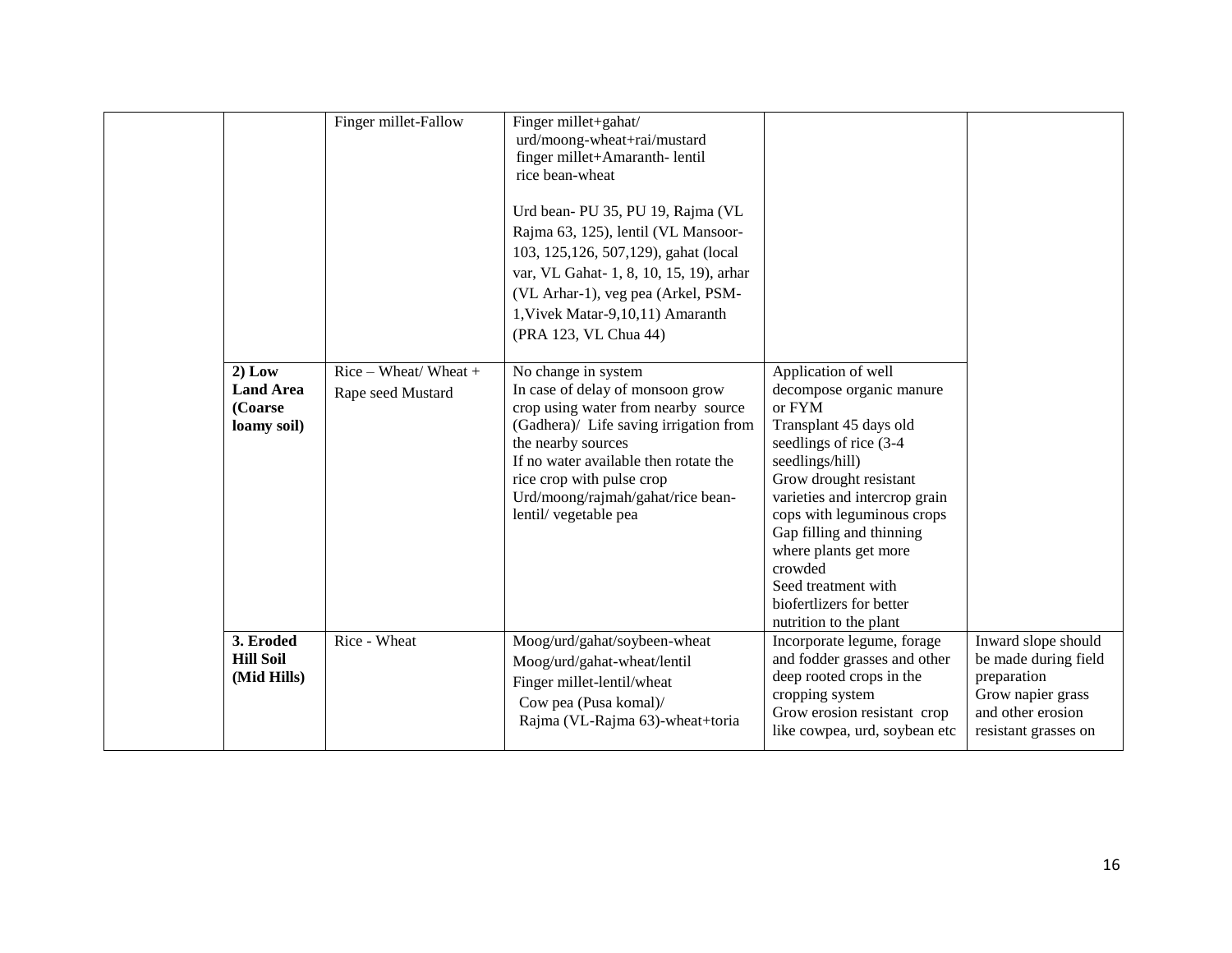| | | | | | |
|---|---|---|---|---|---|
| | | Finger millet-Fallow | Finger millet+gahat/ urd/moong-wheat+rai/mustard finger millet+Amaranth- lentil rice bean-wheat<br><br>Urd bean- PU 35, PU 19, Rajma (VL Rajma 63, 125), lentil (VL Mansoor- 103, 125,126, 507,129), gahat (local var, VL Gahat- 1, 8, 10, 15, 19), arhar (VL Arhar-1), veg pea (Arkel, PSM-1,Vivek Matar-9,10,11) Amaranth (PRA 123, VL Chua 44) | | |
| | **2) Low Land Area (Coarse loamy soil)** | Rice – Wheat/ Wheat + Rape seed Mustard | No change in system<br>In case of delay of monsoon grow crop using water from nearby source (Gadhera)/ Life saving irrigation from the nearby sources<br>If no water available then rotate the rice crop with pulse crop Urd/moong/rajmah/gahat/rice bean-lentil/ vegetable pea | Application of well decompose organic manure or FYM<br>Transplant 45 days old seedlings of rice (3-4 seedlings/hill)<br>Grow drought resistant varieties and intercrop grain cops with leguminous crops<br>Gap filling and thinning where plants get more crowded<br>Seed treatment with biofertlizers for better nutrition to the plant | |
| | **3. Eroded Hill Soil (Mid Hills)** | Rice - Wheat | Moog/urd/gahat/soybeen-wheat<br>Moog/urd/gahat-wheat/lentil<br>Finger millet-lentil/wheat<br>Cow pea (Pusa komal)/ Rajma (VL-Rajma 63)-wheat+toria | Incorporate legume, forage and fodder grasses and other deep rooted crops in the cropping system<br>Grow erosion resistant crop like cowpea, urd, soybean etc | Inward slope should be made during field preparation<br>Grow napier grass and other erosion resistant grasses on |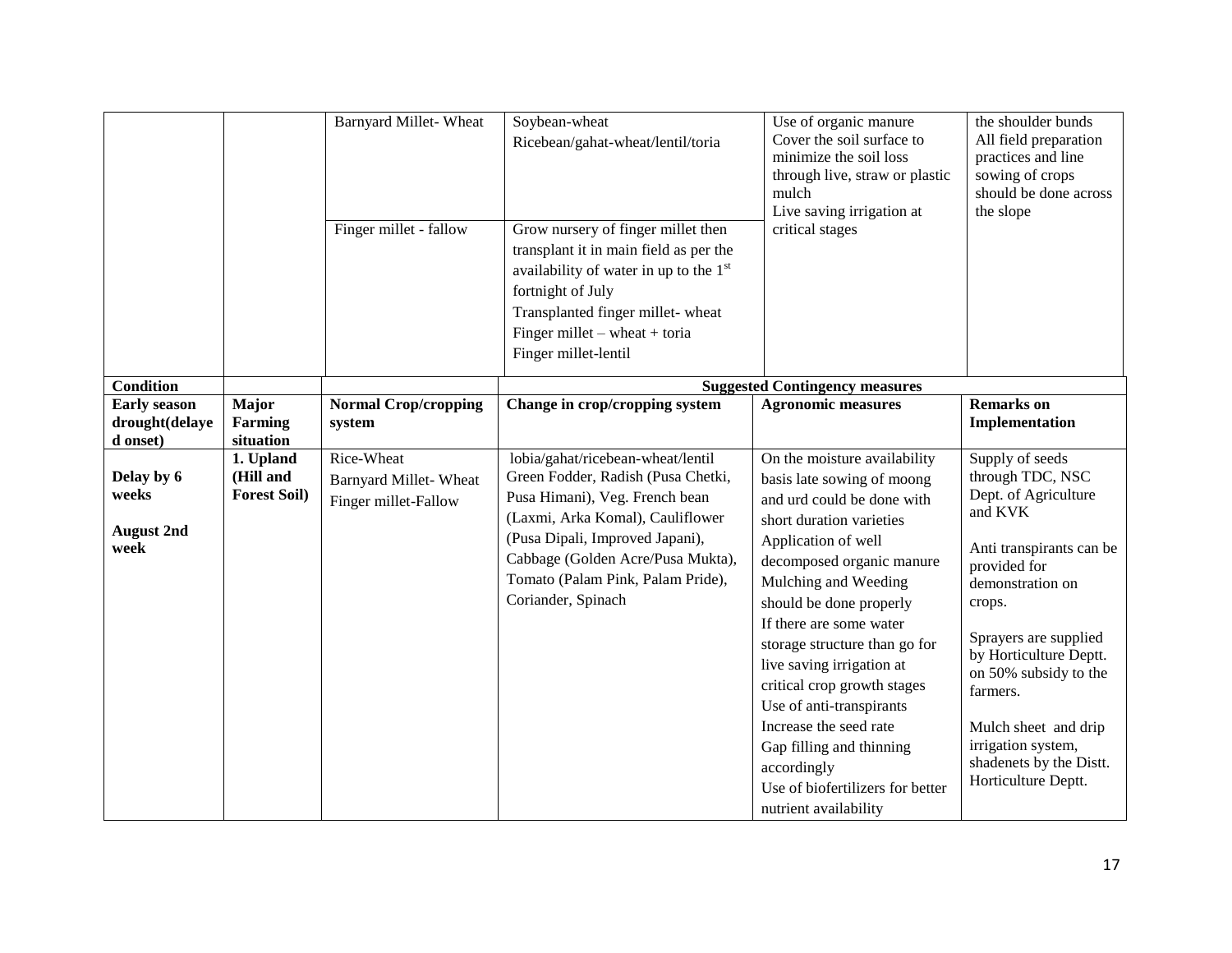| | | Barnyard Millet- Wheat | Soybean-wheat<br>Ricebean/gahat-wheat/lentil/toria | Use of organic manure<br>Cover the soil surface to minimize the soil loss through live, straw or plastic mulch<br>Live saving irrigation at critical stages | the shoulder bunds<br>All field preparation practices and line sowing of crops should be done across the slope |
|---|---|---|---|---|---|
| | | Finger millet - fallow | Grow nursery of finger millet then transplant it in main field as per the availability of water in up to the 1st fortnight of July<br>Transplanted finger millet- wheat<br>Finger millet – wheat + toria<br>Finger millet-lentil | | |
| **Condition** | | | **Suggested Contingency measures** | | |
| **Early season drought(delayed onset)** | **Major Farming situation** | **Normal Crop/cropping system** | **Change in crop/cropping system** | **Agronomic measures** | **Remarks on Implementation** |
| **Delay by 6 weeks**<br><br>**August 2nd week** | **1. Upland (Hill and Forest Soil)** | Rice-Wheat<br>Barnyard Millet- Wheat<br>Finger millet-Fallow | lobia/gahat/ricebean-wheat/lentil<br>Green Fodder, Radish (Pusa Chetki, Pusa Himani), Veg. French bean (Laxmi, Arka Komal), Cauliflower (Pusa Dipali, Improved Japani), Cabbage (Golden Acre/Pusa Mukta), Tomato (Palam Pink, Palam Pride), Coriander, Spinach | On the moisture availability basis late sowing of moong and urd could be done with short duration varieties<br>Application of well decomposed organic manure<br>Mulching and Weeding should be done properly<br>If there are some water storage structure than go for live saving irrigation at critical crop growth stages<br>Use of anti-transpirants<br>Increase the seed rate<br>Gap filling and thinning accordingly<br>Use of biofertilizers for better nutrient availability | Supply of seeds through TDC, NSC Dept. of Agriculture and KVK<br><br>Anti transpirants can be provided for demonstration on crops.<br><br>Sprayers are supplied by Horticulture Deptt. on 50% subsidy to the farmers.<br><br>Mulch sheet and drip irrigation system, shadenets by the Distt. Horticulture Deptt. |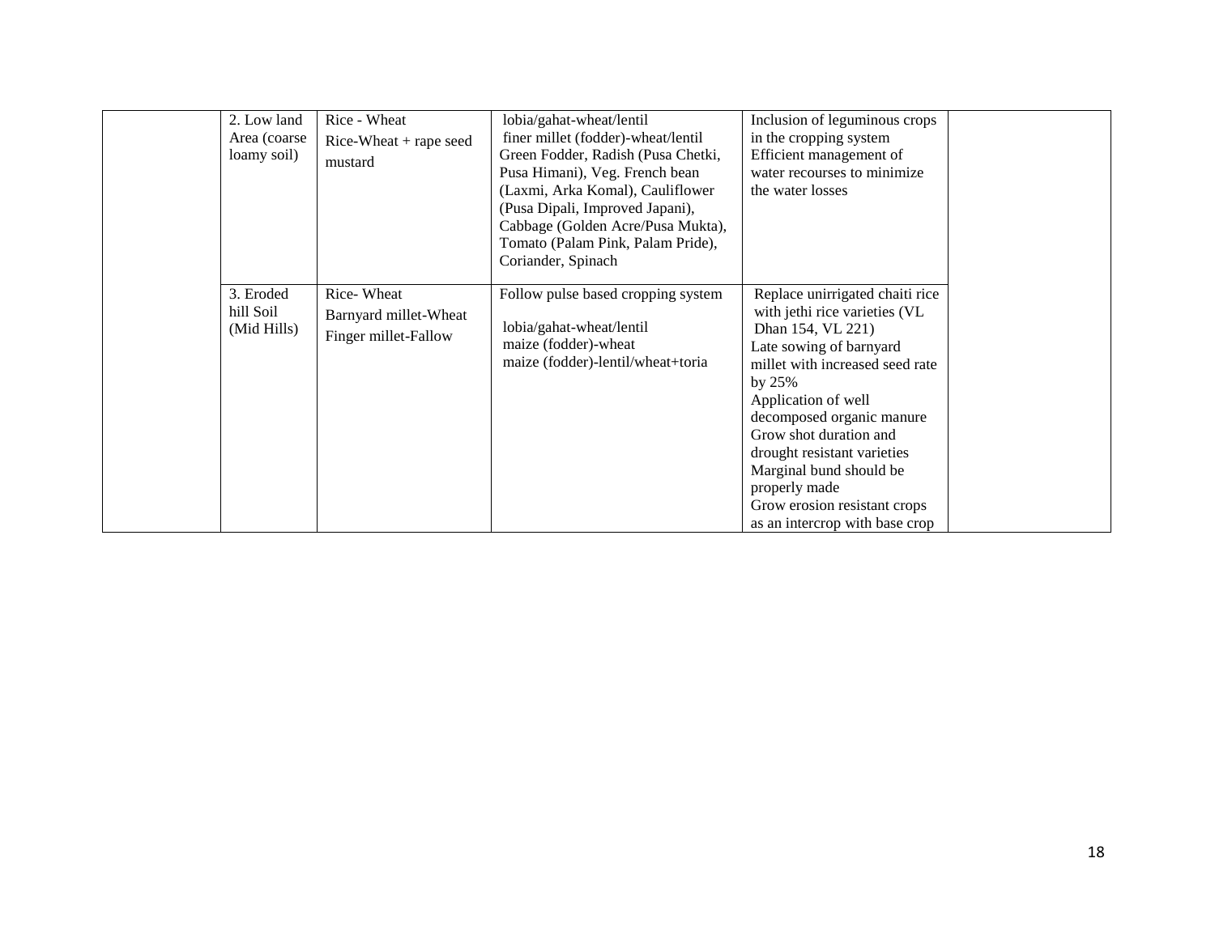| | | | | | |
|---|---|---|---|---|---|
| | 2. Low land Area (coarse loamy soil) | Rice - Wheat<br>Rice-Wheat + rape seed mustard | lobia/gahat-wheat/lentil<br>finer millet (fodder)-wheat/lentil<br>Green Fodder, Radish (Pusa Chetki, Pusa Himani), Veg. French bean (Laxmi, Arka Komal), Cauliflower (Pusa Dipali, Improved Japani), Cabbage (Golden Acre/Pusa Mukta), Tomato (Palam Pink, Palam Pride), Coriander, Spinach | Inclusion of leguminous crops in the cropping system<br>Efficient management of water recourses to minimize the water losses | |
| | 3. Eroded hill Soil (Mid Hills) | Rice- Wheat<br>Barnyard millet-Wheat<br>Finger millet-Fallow | Follow pulse based cropping system<br>lobia/gahat-wheat/lentil<br>maize (fodder)-wheat<br>maize (fodder)-lentil/wheat+toria | Replace unirrigated chaiti rice with jethi rice varieties (VL Dhan 154, VL 221)<br>Late sowing of barnyard millet with increased seed rate by 25%<br>Application of well decomposed organic manure<br>Grow shot duration and drought resistant varieties<br>Marginal bund should be properly made<br>Grow erosion resistant crops as an intercrop with base crop | |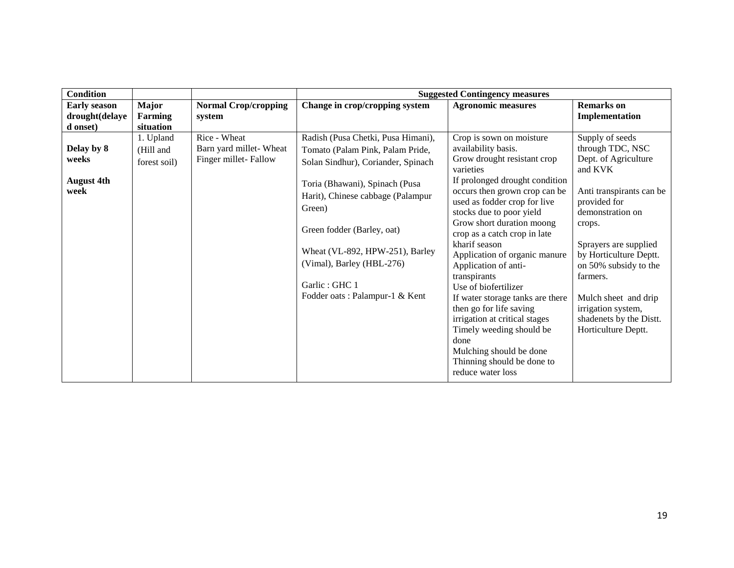| Condition | | | Suggested Contingency measures | | |
|---|---|---|---|---|---|
| **Early season drought(delayed onset)** | **Major Farming situation** | **Normal Crop/cropping system** | **Change in crop/cropping system** | **Agronomic measures** | **Remarks on Implementation** |
| **Delay by 8 weeks**<br><br>**August 4th week** | 1. Upland (Hill and forest soil) | Rice - Wheat<br>Barn yard millet- Wheat<br>Finger millet- Fallow | Radish (Pusa Chetki, Pusa Himani), Tomato (Palam Pink, Palam Pride, Solan Sindhur), Coriander, Spinach<br><br>Toria (Bhawani), Spinach (Pusa Harit), Chinese cabbage (Palampur Green)<br><br>Green fodder (Barley, oat)<br><br>Wheat (VL-892, HPW-251), Barley (Vimal), Barley (HBL-276)<br><br>Garlic : GHC 1<br>Fodder oats : Palampur-1 & Kent | Crop is sown on moisture availability basis.<br>Grow drought resistant crop varieties<br>If prolonged drought condition occurs then grown crop can be used as fodder crop for live stocks due to poor yield<br>Grow short duration moong crop as a catch crop in late kharif season<br>Application of organic manure<br>Application of anti-transpirants<br>Use of biofertilizer<br>If water storage tanks are there then go for life saving irrigation at critical stages<br>Timely weeding should be done<br>Mulching should be done<br>Thinning should be done to reduce water loss | Supply of seeds through TDC, NSC Dept. of Agriculture and KVK<br><br>Anti transpirants can be provided for demonstration on crops.<br><br>Sprayers are supplied by Horticulture Deptt. on 50% subsidy to the farmers.<br><br>Mulch sheet and drip irrigation system, shadenets by the Distt. Horticulture Deptt. |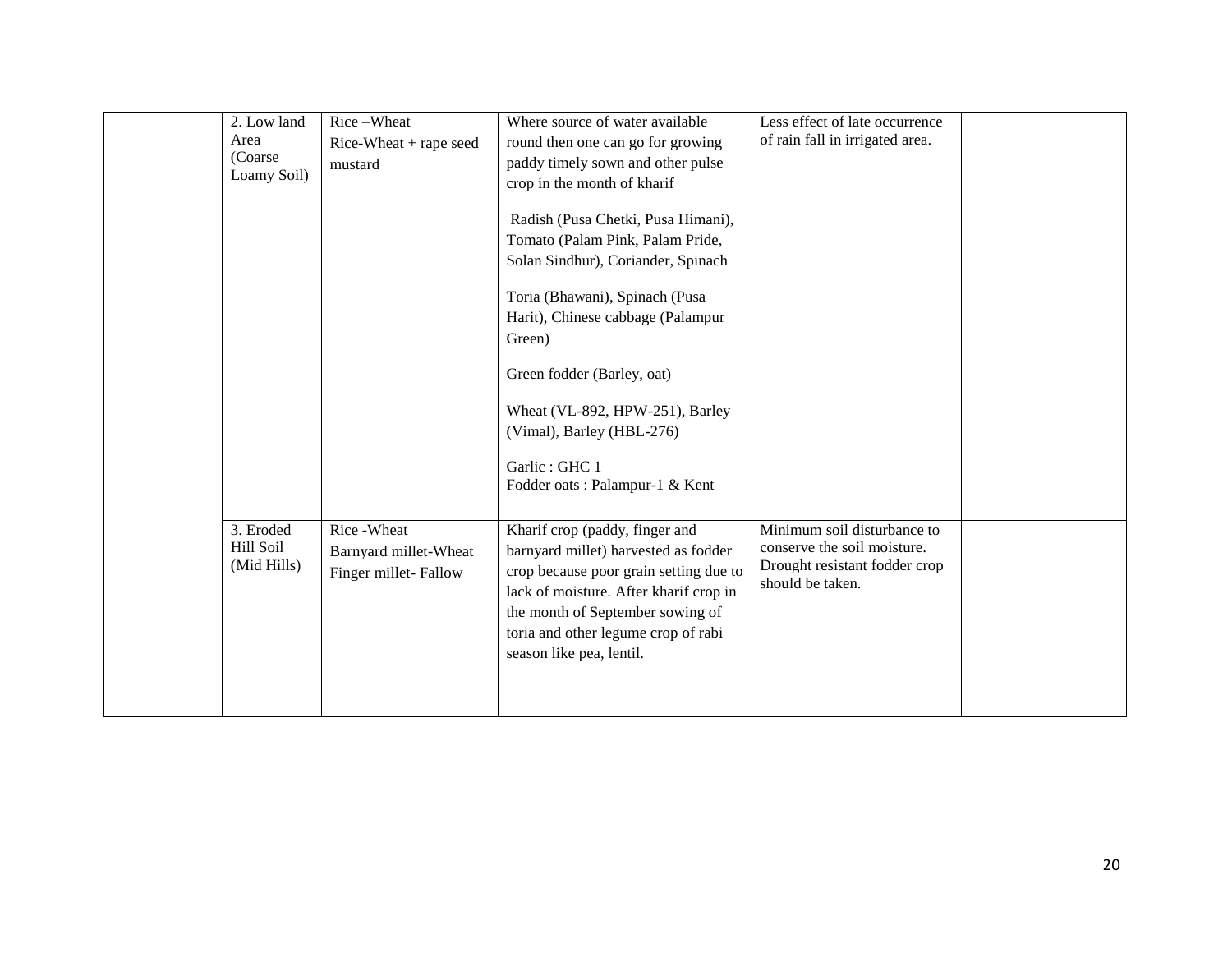| | | | | | |
|---|---|---|---|---|---|
| | 2. Low land Area (Coarse Loamy Soil) | Rice –Wheat<br>Rice-Wheat + rape seed mustard | Where source of water available round then one can go for growing paddy timely sown and other pulse crop in the month of kharif<br><br>Radish (Pusa Chetki, Pusa Himani), Tomato (Palam Pink, Palam Pride, Solan Sindhur), Coriander, Spinach<br><br>Toria (Bhawani), Spinach (Pusa Harit), Chinese cabbage (Palampur Green)<br><br>Green fodder (Barley, oat)<br><br>Wheat (VL-892, HPW-251), Barley (Vimal), Barley (HBL-276)<br><br>Garlic : GHC 1<br>Fodder oats : Palampur-1 & Kent | Less effect of late occurrence of rain fall in irrigated area. | |
| | 3. Eroded Hill Soil (Mid Hills) | Rice -Wheat<br>Barnyard millet-Wheat<br>Finger millet- Fallow | Kharif crop (paddy, finger and barnyard millet) harvested as fodder crop because poor grain setting due to lack of moisture. After kharif crop in the month of September sowing of toria and other legume crop of rabi season like pea, lentil. | Minimum soil disturbance to conserve the soil moisture. Drought resistant fodder crop should be taken. | |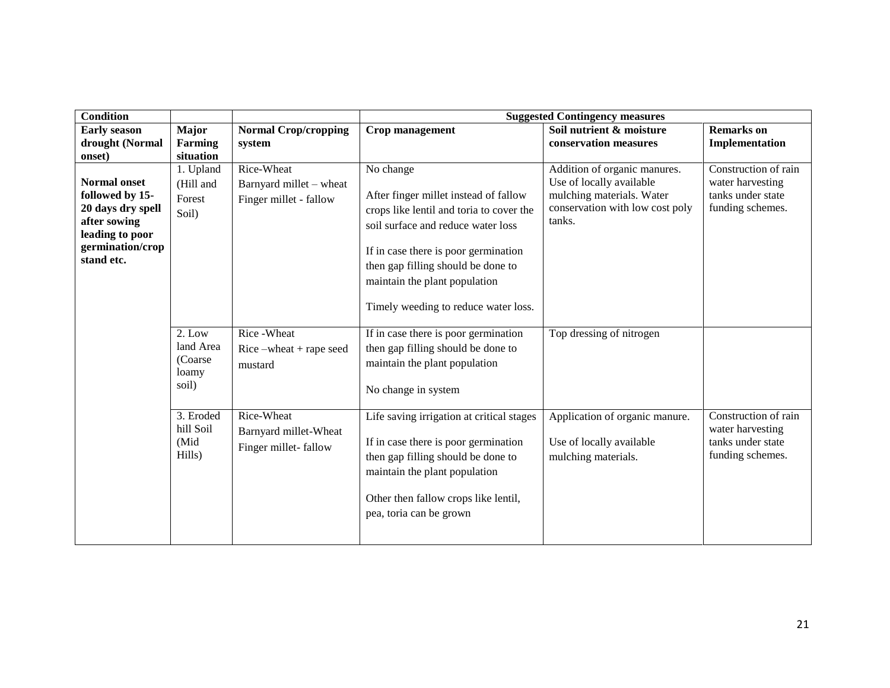| Condition | | | Suggested Contingency measures | | |
|---|---|---|---|---|---|
| **Early season drought (Normal onset)** | **Major Farming situation** | **Normal Crop/cropping system** | **Crop management** | **Soil nutrient & moisture conservation measures** | **Remarks on Implementation** |
| **Normal onset followed by 15-20 days dry spell after sowing leading to poor germination/crop stand etc.** | 1. Upland (Hill and Forest Soil) | Rice-Wheat<br>Barnyard millet – wheat<br>Finger millet - fallow | No change<br><br>After finger millet instead of fallow crops like lentil and toria to cover the soil surface and reduce water loss<br><br>If in case there is poor germination then gap filling should be done to maintain the plant population<br><br>Timely weeding to reduce water loss. | Addition of organic manures. Use of locally available mulching materials. Water conservation with low cost poly tanks. | Construction of rain water harvesting tanks under state funding schemes. |
| | 2. Low land Area (Coarse loamy soil) | Rice -Wheat<br>Rice –wheat + rape seed mustard | If in case there is poor germination then gap filling should be done to maintain the plant population<br><br>No change in system | Top dressing of nitrogen | |
| | 3. Eroded hill Soil (Mid Hills) | Rice-Wheat<br>Barnyard millet-Wheat<br>Finger millet- fallow | Life saving irrigation at critical stages<br><br>If in case there is poor germination then gap filling should be done to maintain the plant population<br><br>Other then fallow crops like lentil, pea, toria can be grown | Application of organic manure.<br><br>Use of locally available mulching materials. | Construction of rain water harvesting tanks under state funding schemes. |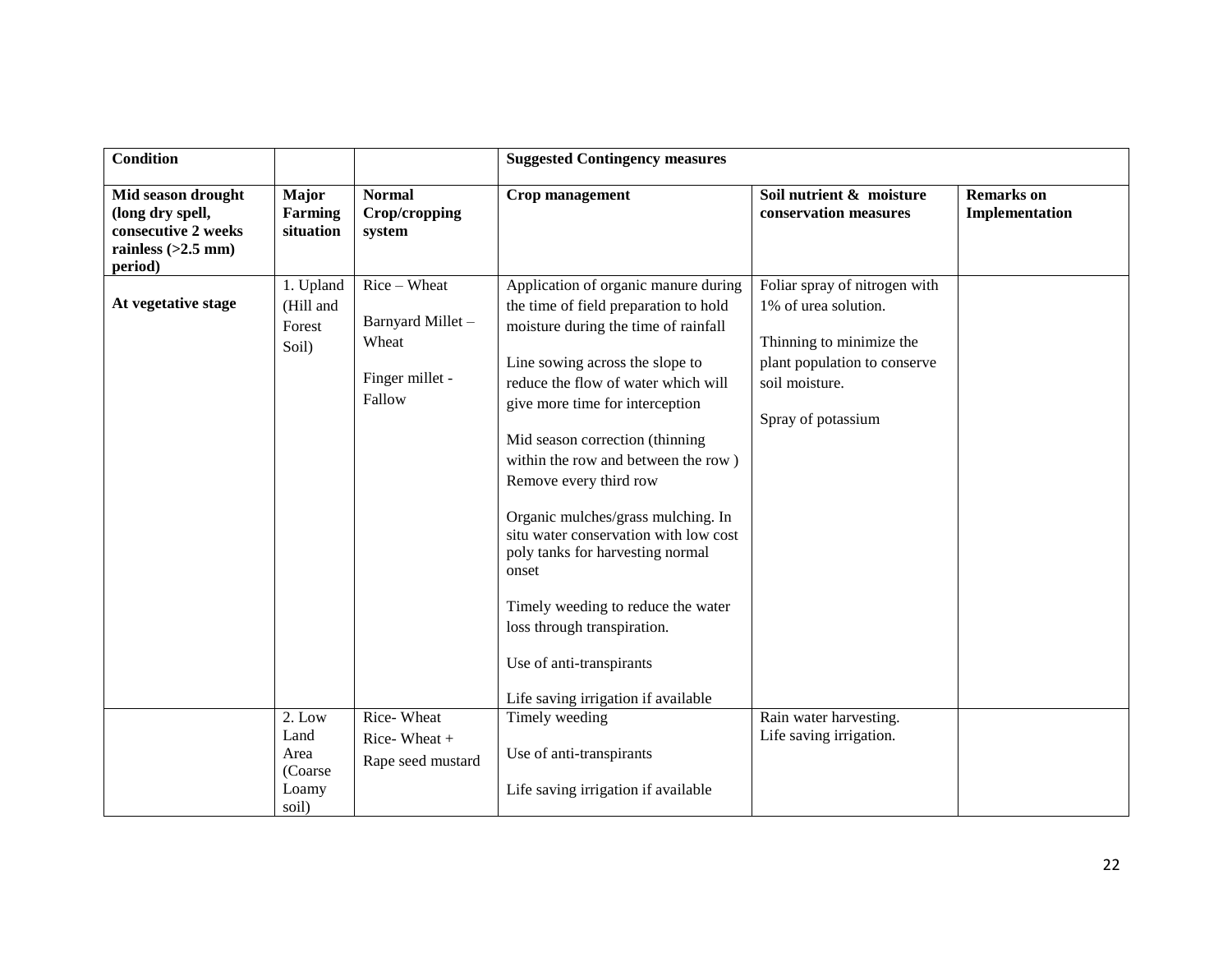| **Condition** | | | **Suggested Contingency measures** | | |
|---|---|---|---|---|---|
| **Mid season drought (long dry spell, consecutive 2 weeks rainless (>2.5 mm) period)** | **Major Farming situation** | **Normal Crop/cropping system** | **Crop management** | **Soil nutrient & moisture conservation measures** | **Remarks on Implementation** |
| **At vegetative stage** | 1. Upland (Hill and Forest Soil) | Rice – Wheat<br><br>Barnyard Millet – Wheat<br><br>Finger millet - Fallow | Application of organic manure during the time of field preparation to hold moisture during the time of rainfall<br><br>Line sowing across the slope to reduce the flow of water which will give more time for interception<br><br>Mid season correction (thinning within the row and between the row ) Remove every third row<br><br>Organic mulches/grass mulching. In situ water conservation with low cost poly tanks for harvesting normal onset<br><br>Timely weeding to reduce the water loss through transpiration.<br><br>Use of anti-transpirants<br><br>Life saving irrigation if available | Foliar spray of nitrogen with 1% of urea solution.<br><br>Thinning to minimize the plant population to conserve soil moisture.<br><br>Spray of potassium | |
| | 2. Low Land Area (Coarse Loamy soil) | Rice- Wheat<br>Rice- Wheat + Rape seed mustard | Timely weeding<br><br>Use of anti-transpirants<br><br>Life saving irrigation if available | Rain water harvesting.<br>Life saving irrigation. | |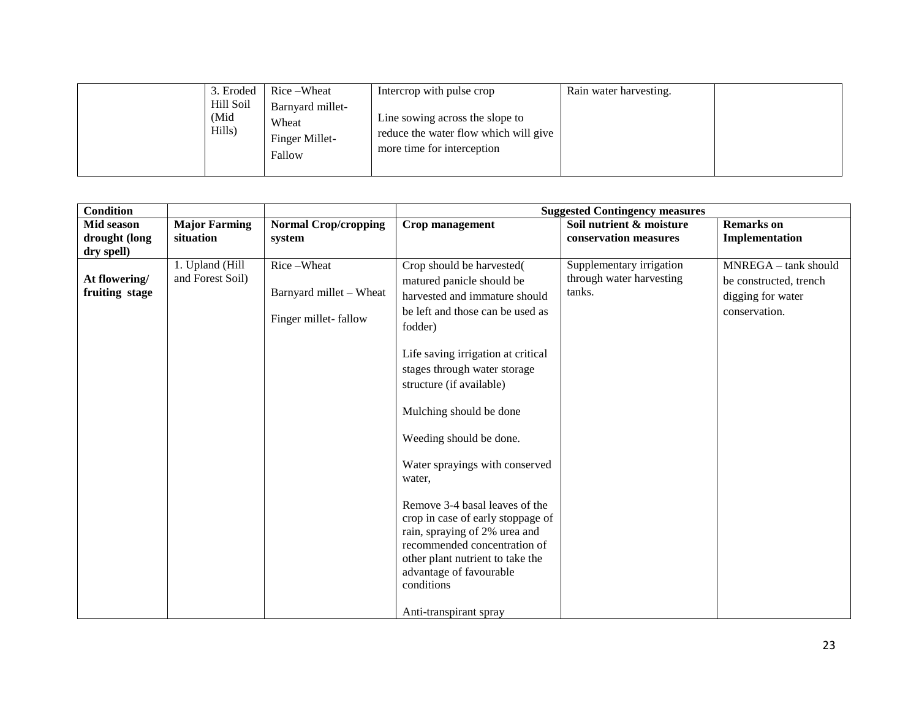| | | | | | |
|---|---|---|---|---|---|
| | 3. Eroded Hill Soil (Mid Hills) | Rice –Wheat<br>Barnyard millet-Wheat<br>Finger Millet-Fallow | Intercrop with pulse crop<br><br>Line sowing across the slope to reduce the water flow which will give more time for interception | Rain water harvesting. | |

| Condition | | | Suggested Contingency measures | | |
|---|---|---|---|---|---|
| Mid season drought (long dry spell) | Major Farming situation | Normal Crop/cropping system | Crop management | Soil nutrient & moisture conservation measures | Remarks on Implementation |
| At flowering/ fruiting stage | 1. Upland (Hill and Forest Soil) | Rice –Wheat<br><br>Barnyard millet – Wheat<br><br>Finger millet- fallow | Crop should be harvested( matured panicle should be harvested and immature should be left and those can be used as fodder)<br><br>Life saving irrigation at critical stages through water storage structure (if available)<br><br>Mulching should be done<br><br>Weeding should be done.<br><br>Water sprayings with conserved water,<br><br>Remove 3-4 basal leaves of the crop in case of early stoppage of rain, spraying of 2% urea and recommended concentration of other plant nutrient to take the advantage of favourable conditions<br><br>Anti-transpirant spray | Supplementary irrigation through water harvesting tanks. | MNREGA – tank should be constructed, trench digging for water conservation. |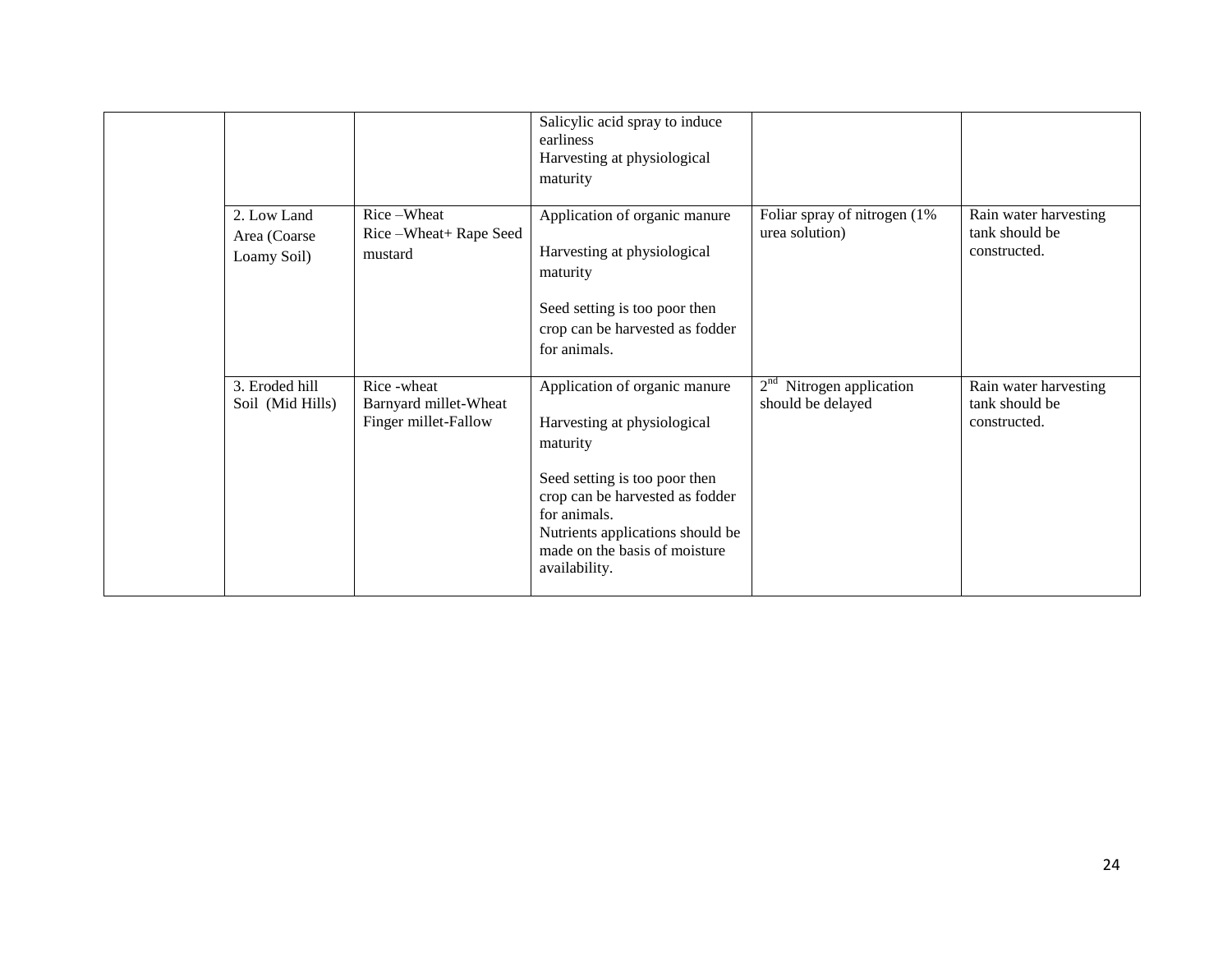| | | | | | |
|---|---|---|---|---|---|
| | | | Salicylic acid spray to induce earliness<br>Harvesting at physiological maturity | | |
| | 2. Low Land Area (Coarse Loamy Soil) | Rice –Wheat<br>Rice –Wheat+ Rape Seed mustard | Application of organic manure<br><br>Harvesting at physiological maturity<br><br>Seed setting is too poor then crop can be harvested as fodder for animals. | Foliar spray of nitrogen (1% urea solution) | Rain water harvesting tank should be constructed. |
| | 3. Eroded hill Soil (Mid Hills) | Rice -wheat<br>Barnyard millet-Wheat<br>Finger millet-Fallow | Application of organic manure<br><br>Harvesting at physiological maturity<br><br>Seed setting is too poor then crop can be harvested as fodder for animals.<br>Nutrients applications should be made on the basis of moisture availability. | 2nd Nitrogen application should be delayed | Rain water harvesting tank should be constructed. |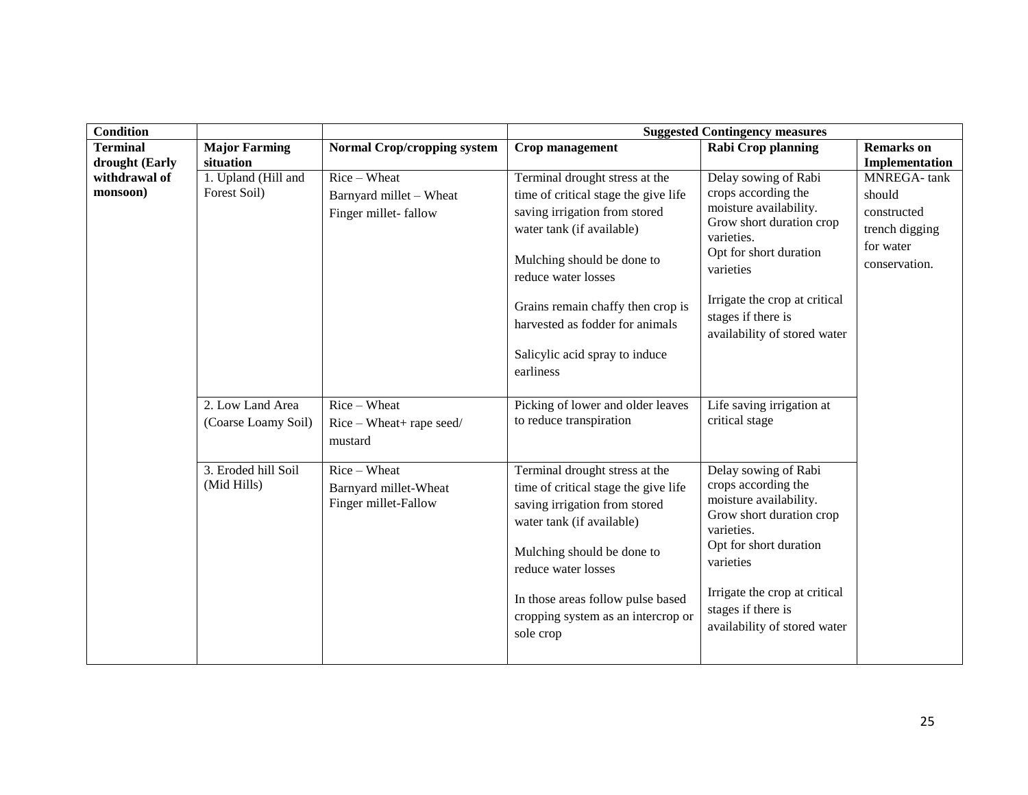| Condition | | | Suggested Contingency measures | | |
|---|---|---|---|---|---|
| Terminal drought (Early withdrawal of monsoon) | Major Farming situation | Normal Crop/cropping system | Crop management | Rabi Crop planning | Remarks on Implementation |
| | 1. Upland (Hill and Forest Soil) | Rice – Wheat<br>Barnyard millet – Wheat<br>Finger millet- fallow | Terminal drought stress at the time of critical stage the give life saving irrigation from stored water tank (if available)<br><br>Mulching should be done to reduce water losses<br><br>Grains remain chaffy then crop is harvested as fodder for animals<br><br>Salicylic acid spray to induce earliness | Delay sowing of Rabi crops according the moisture availability.<br>Grow short duration crop varieties.<br>Opt for short duration varieties<br><br>Irrigate the crop at critical stages if there is availability of stored water | MNREGA- tank should constructed trench digging for water conservation. |
| | 2. Low Land Area (Coarse Loamy Soil) | Rice – Wheat<br>Rice – Wheat+ rape seed/ mustard | Picking of lower and older leaves to reduce transpiration | Life saving irrigation at critical stage | |
| | 3. Eroded hill Soil (Mid Hills) | Rice – Wheat<br>Barnyard millet-Wheat<br>Finger millet-Fallow | Terminal drought stress at the time of critical stage the give life saving irrigation from stored water tank (if available)<br><br>Mulching should be done to reduce water losses<br><br>In those areas follow pulse based cropping system as an intercrop or sole crop | Delay sowing of Rabi crops according the moisture availability.<br>Grow short duration crop varieties.<br>Opt for short duration varieties<br><br>Irrigate the crop at critical stages if there is availability of stored water | |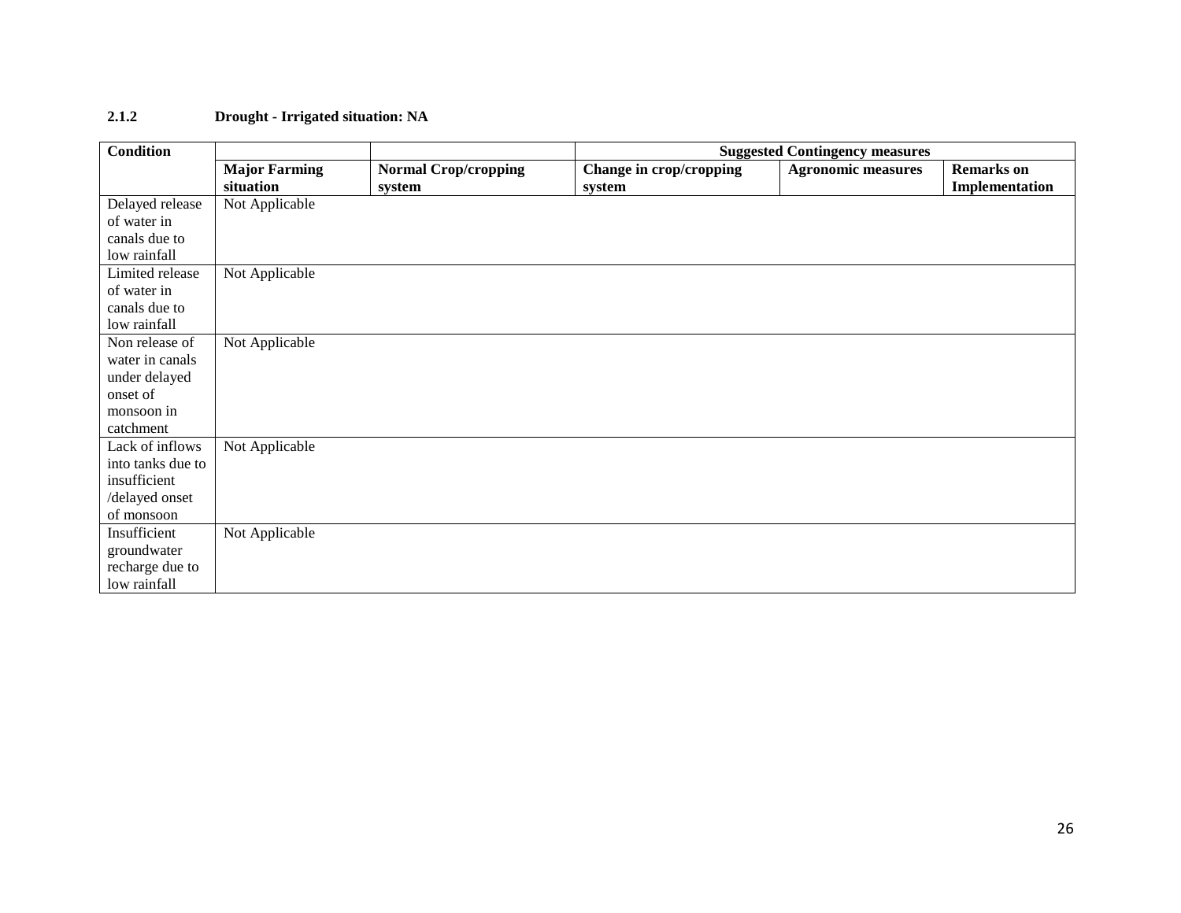**2.1.2 Drought - Irrigated situation: NA**

| Condition | | | Suggested Contingency measures | | |
|---|---|---|---|---|---|
| | Major Farming situation | Normal Crop/cropping system | Change in crop/cropping system | Agronomic measures | Remarks on Implementation |
| Delayed release of water in canals due to low rainfall | Not Applicable | | | | |
| Limited release of water in canals due to low rainfall | Not Applicable | | | | |
| Non release of water in canals under delayed onset of monsoon in catchment | Not Applicable | | | | |
| Lack of inflows into tanks due to insufficient /delayed onset of monsoon | Not Applicable | | | | |
| Insufficient groundwater recharge due to low rainfall | Not Applicable | | | | |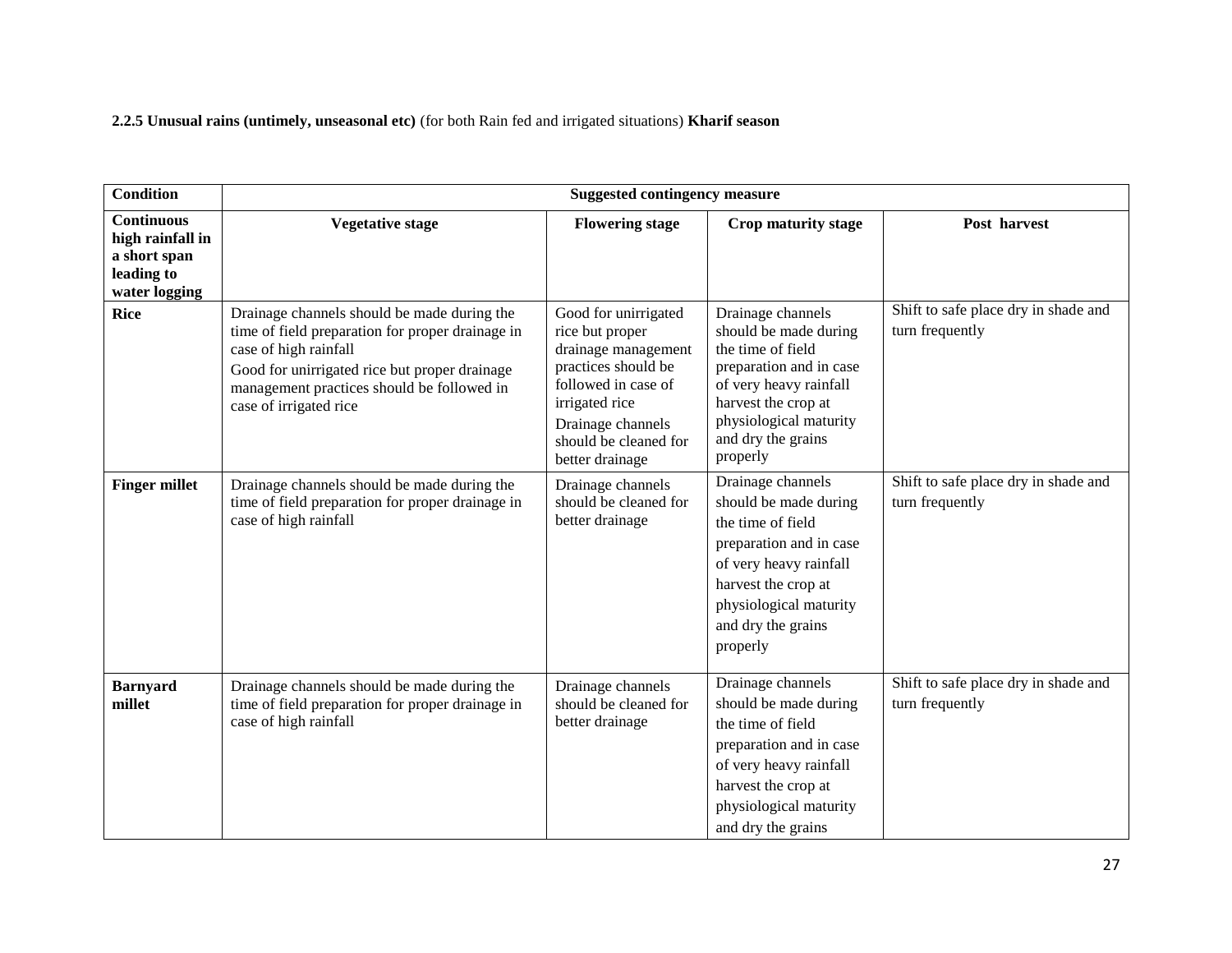**2.2.5 Unusual rains (untimely, unseasonal etc)** (for both Rain fed and irrigated situations) **Kharif season**

| **Condition** | **Suggested contingency measure** | | | |
|---|---|---|---|---|
| **Continuous high rainfall in a short span leading to water logging** | **Vegetative stage** | **Flowering stage** | **Crop maturity stage** | **Post harvest** |
| **Rice** | Drainage channels should be made during the time of field preparation for proper drainage in case of high rainfall<br>Good for unirrigated rice but proper drainage management practices should be followed in case of irrigated rice | Good for unirrigated rice but proper drainage management practices should be followed in case of irrigated rice<br>Drainage channels should be cleaned for better drainage | Drainage channels should be made during the time of field preparation and in case of very heavy rainfall harvest the crop at physiological maturity and dry the grains properly | Shift to safe place dry in shade and turn frequently |
| **Finger millet** | Drainage channels should be made during the time of field preparation for proper drainage in case of high rainfall | Drainage channels should be cleaned for better drainage | Drainage channels should be made during the time of field preparation and in case of very heavy rainfall harvest the crop at physiological maturity and dry the grains properly | Shift to safe place dry in shade and turn frequently |
| **Barnyard millet** | Drainage channels should be made during the time of field preparation for proper drainage in case of high rainfall | Drainage channels should be cleaned for better drainage | Drainage channels should be made during the time of field preparation and in case of very heavy rainfall harvest the crop at physiological maturity and dry the grains | Shift to safe place dry in shade and turn frequently |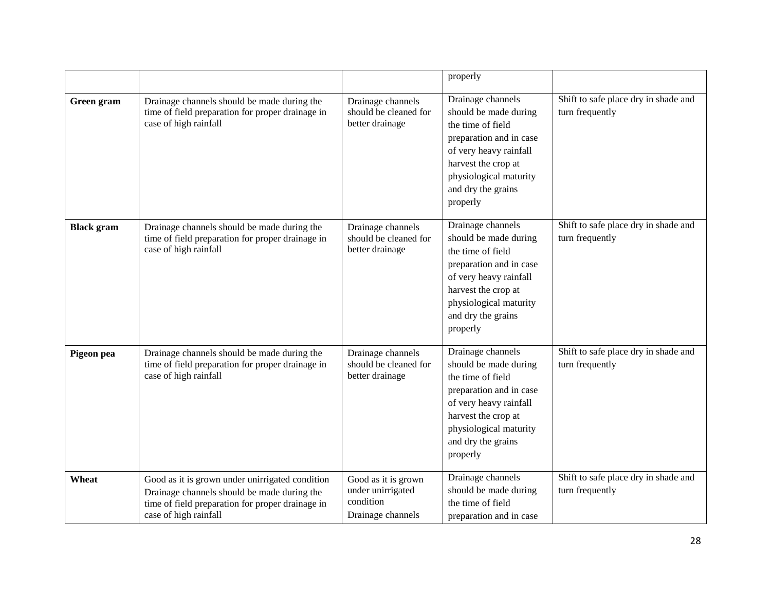| | | | | |
|---|---|---|---|---|
| | | | properly | |
| **Green gram** | Drainage channels should be made during the time of field preparation for proper drainage in case of high rainfall | Drainage channels should be cleaned for better drainage | Drainage channels should be made during the time of field preparation and in case of very heavy rainfall harvest the crop at physiological maturity and dry the grains properly | Shift to safe place dry in shade and turn frequently |
| **Black gram** | Drainage channels should be made during the time of field preparation for proper drainage in case of high rainfall | Drainage channels should be cleaned for better drainage | Drainage channels should be made during the time of field preparation and in case of very heavy rainfall harvest the crop at physiological maturity and dry the grains properly | Shift to safe place dry in shade and turn frequently |
| **Pigeon pea** | Drainage channels should be made during the time of field preparation for proper drainage in case of high rainfall | Drainage channels should be cleaned for better drainage | Drainage channels should be made during the time of field preparation and in case of very heavy rainfall harvest the crop at physiological maturity and dry the grains properly | Shift to safe place dry in shade and turn frequently |
| **Wheat** | Good as it is grown under unirrigated condition Drainage channels should be made during the time of field preparation for proper drainage in case of high rainfall | Good as it is grown under unirrigated condition Drainage channels | Drainage channels should be made during the time of field preparation and in case | Shift to safe place dry in shade and turn frequently |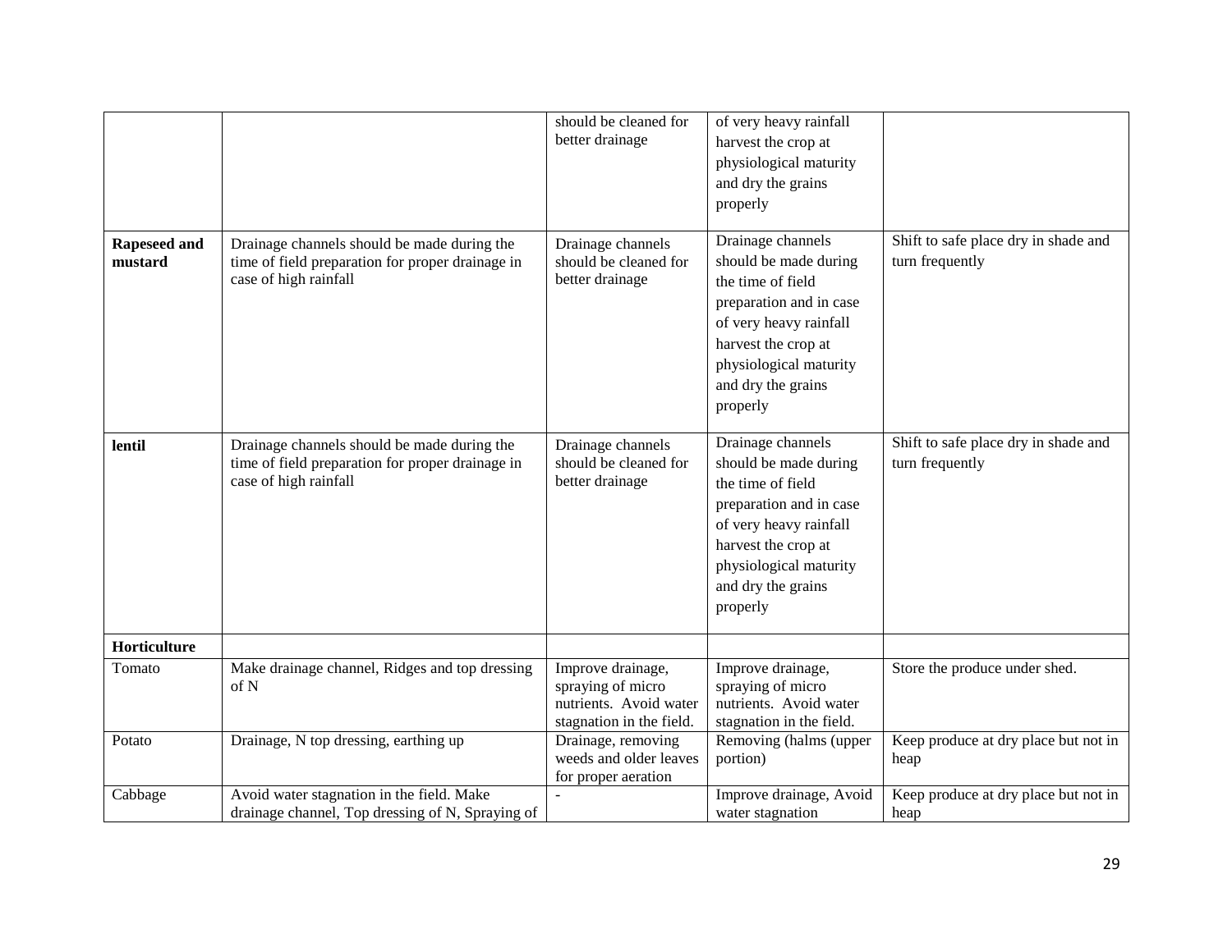| | | | | |
|---|---|---|---|---|
| | | should be cleaned for better drainage | of very heavy rainfall harvest the crop at physiological maturity and dry the grains properly | |
| **Rapeseed and mustard** | Drainage channels should be made during the time of field preparation for proper drainage in case of high rainfall | Drainage channels should be cleaned for better drainage | Drainage channels should be made during the time of field preparation and in case of very heavy rainfall harvest the crop at physiological maturity and dry the grains properly | Shift to safe place dry in shade and turn frequently |
| **lentil** | Drainage channels should be made during the time of field preparation for proper drainage in case of high rainfall | Drainage channels should be cleaned for better drainage | Drainage channels should be made during the time of field preparation and in case of very heavy rainfall harvest the crop at physiological maturity and dry the grains properly | Shift to safe place dry in shade and turn frequently |
| **Horticulture** | | | | |
| Tomato | Make drainage channel, Ridges and top dressing of N | Improve drainage, spraying of micro nutrients. Avoid water stagnation in the field. | Improve drainage, spraying of micro nutrients. Avoid water stagnation in the field. | Store the produce under shed. |
| Potato | Drainage, N top dressing, earthing up | Drainage, removing weeds and older leaves for proper aeration | Removing (halms (upper portion) | Keep produce at dry place but not in heap |
| Cabbage | Avoid water stagnation in the field. Make drainage channel, Top dressing of N, Spraying of | - | Improve drainage, Avoid water stagnation | Keep produce at dry place but not in heap |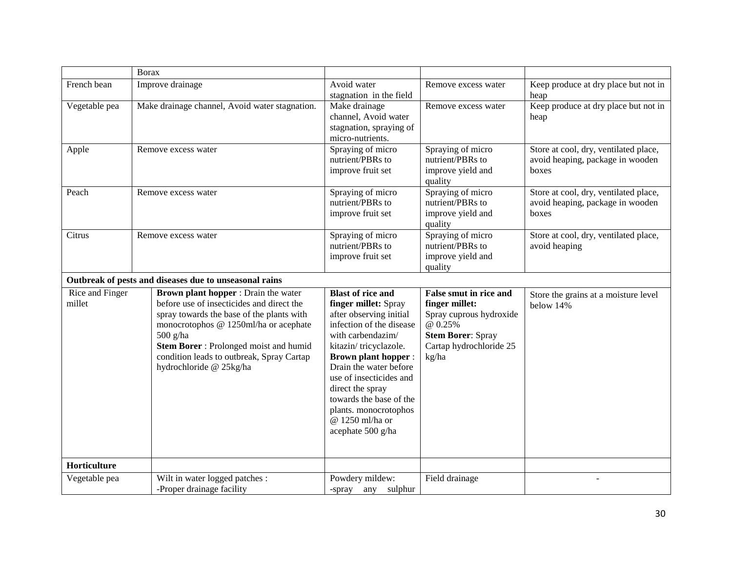| | | | | |
|---|---|---|---|---|
| | Borax | | | |
| French bean | Improve drainage | Avoid water stagnation in the field | Remove excess water | Keep produce at dry place but not in heap |
| Vegetable pea | Make drainage channel, Avoid water stagnation. | Make drainage channel, Avoid water stagnation, spraying of micro-nutrients. | Remove excess water | Keep produce at dry place but not in heap |
| Apple | Remove excess water | Spraying of micro nutrient/PBRs to improve fruit set | Spraying of micro nutrient/PBRs to improve yield and quality | Store at cool, dry, ventilated place, avoid heaping, package in wooden boxes |
| Peach | Remove excess water | Spraying of micro nutrient/PBRs to improve fruit set | Spraying of micro nutrient/PBRs to improve yield and quality | Store at cool, dry, ventilated place, avoid heaping, package in wooden boxes |
| Citrus | Remove excess water | Spraying of micro nutrient/PBRs to improve fruit set | Spraying of micro nutrient/PBRs to improve yield and quality | Store at cool, dry, ventilated place, avoid heaping |
| **Outbreak of pests and diseases due to unseasonal rains** | | | | |
| Rice and Finger millet | **Brown plant hopper** : Drain the water before use of insecticides and direct the spray towards the base of the plants with monocrotophos @ 1250ml/ha or acephate 500 g/ha<br>**Stem Borer** : Prolonged moist and humid condition leads to outbreak, Spray Cartap hydrochloride @ 25kg/ha | **Blast of rice and finger millet:** Spray after observing initial infection of the disease with carbendazim/ kitazin/ tricyclazole.<br>**Brown plant hopper** : Drain the water before use of insecticides and direct the spray towards the base of the plants. monocrotophos @ 1250 ml/ha or acephate 500 g/ha | **False smut in rice and finger millet:** Spray cuprous hydroxide @ 0.25%<br>**Stem Borer**: Spray Cartap hydrochloride 25 kg/ha | Store the grains at a moisture level below 14% |
| **Horticulture** | | | | |
| Vegetable pea | Wilt in water logged patches :<br>-Proper drainage facility | Powdery mildew:<br>-spray any sulphur | Field drainage | - |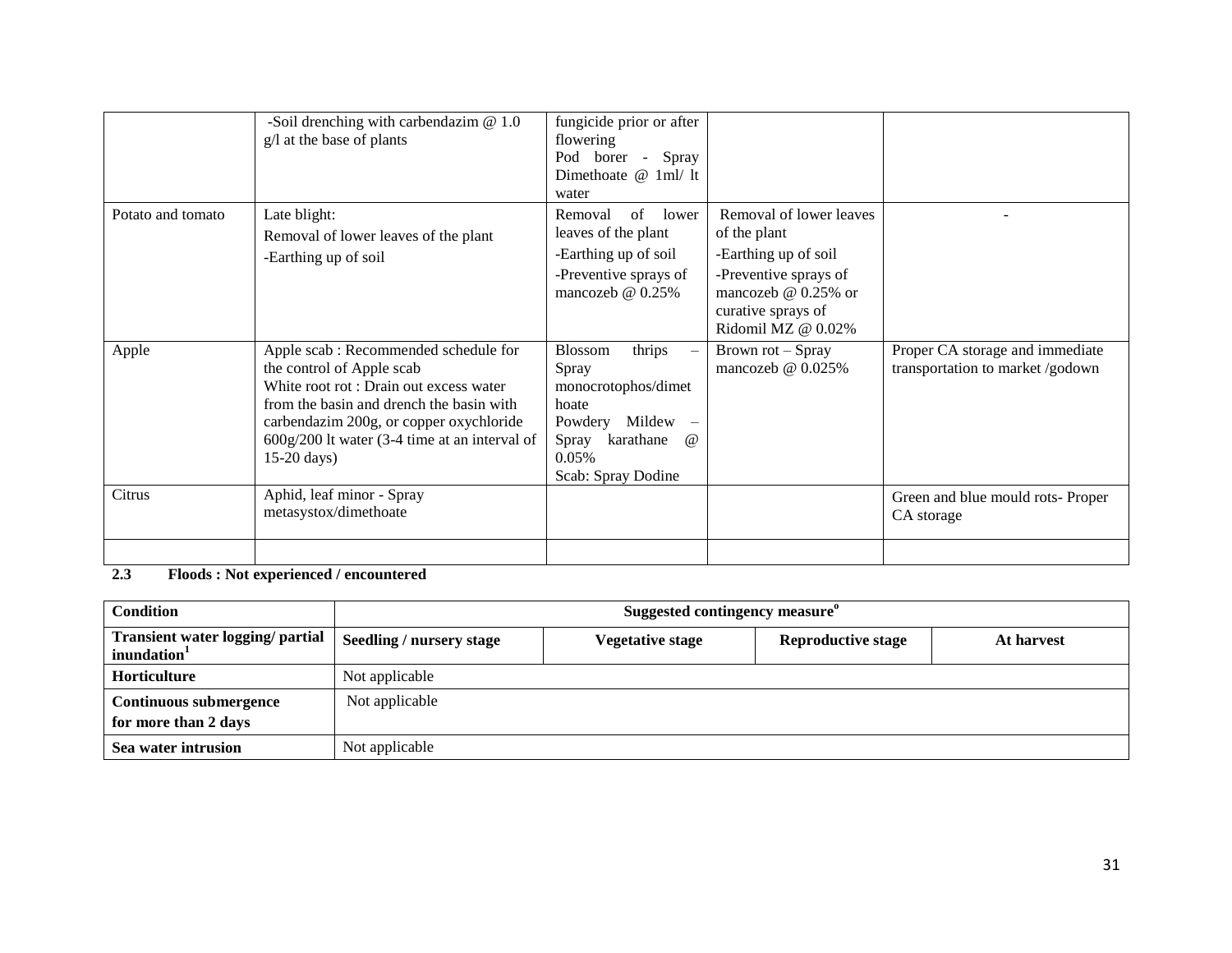| | | | | |
|---|---|---|---|---|
| | -Soil drenching with carbendazim @ 1.0 g/l at the base of plants | fungicide prior or after flowering<br>Pod borer - Spray Dimethoate @ 1ml/ lt water | | |
| Potato and tomato | Late blight:<br>Removal of lower leaves of the plant<br>-Earthing up of soil | Removal of lower leaves of the plant<br>-Earthing up of soil<br>-Preventive sprays of mancozeb @ 0.25% | Removal of lower leaves of the plant<br>-Earthing up of soil<br>-Preventive sprays of mancozeb @ 0.25% or curative sprays of Ridomil MZ @ 0.02% | - |
| Apple | Apple scab : Recommended schedule for the control of Apple scab<br>White root rot : Drain out excess water from the basin and drench the basin with carbendazim 200g, or copper oxychloride 600g/200 lt water (3-4 time at an interval of 15-20 days) | Blossom thrips – Spray monocrotophos/dimethoate<br>Powdery Mildew – Spray karathane @ 0.05%<br>Scab: Spray Dodine | Brown rot – Spray mancozeb @ 0.025% | Proper CA storage and immediate transportation to market /godown |
| Citrus | Aphid, leaf minor - Spray metasystox/dimethoate | | | Green and blue mould rots- Proper CA storage |
| | | | | |

**2.3 Floods : Not experienced / encountered**

| Condition | Suggested contingency measure[o] | | | |
|---|---|---|---|---|
| **Transient water logging/ partial inundation[1]** | **Seedling / nursery stage** | **Vegetative stage** | **Reproductive stage** | **At harvest** |
| **Horticulture** | Not applicable | | | |
| **Continuous submergence for more than 2 days** | Not applicable | | | |
| **Sea water intrusion** | Not applicable | | | |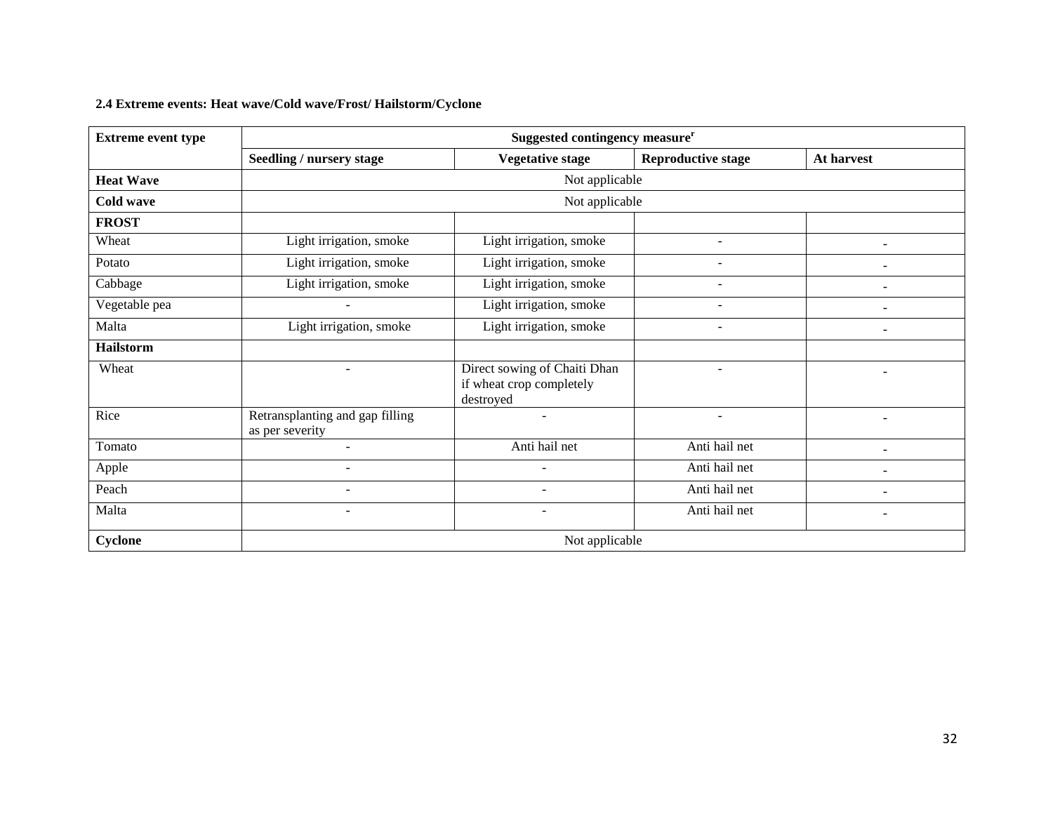**2.4 Extreme events: Heat wave/Cold wave/Frost/ Hailstorm/Cyclone**

| Extreme event type | Suggested contingency measure[r] | | | |
|---|---|---|---|---|
| | **Seedling / nursery stage** | **Vegetative stage** | **Reproductive stage** | **At harvest** |
| **Heat Wave** | Not applicable | | | |
| **Cold wave** | Not applicable | | | |
| **FROST** | | | | |
| Wheat | Light irrigation, smoke | Light irrigation, smoke | - | - |
| Potato | Light irrigation, smoke | Light irrigation, smoke | - | - |
| Cabbage | Light irrigation, smoke | Light irrigation, smoke | - | - |
| Vegetable pea | - | Light irrigation, smoke | - | - |
| Malta | Light irrigation, smoke | Light irrigation, smoke | - | - |
| **Hailstorm** | | | | |
| Wheat | - | Direct sowing of Chaiti Dhan if wheat crop completely destroyed | - | - |
| Rice | Retransplanting and gap filling as per severity | - | - | - |
| Tomato | - | Anti hail net | Anti hail net | - |
| Apple | - | - | Anti hail net | - |
| Peach | - | - | Anti hail net | - |
| Malta | - | - | Anti hail net | - |
| **Cyclone** | Not applicable | | | |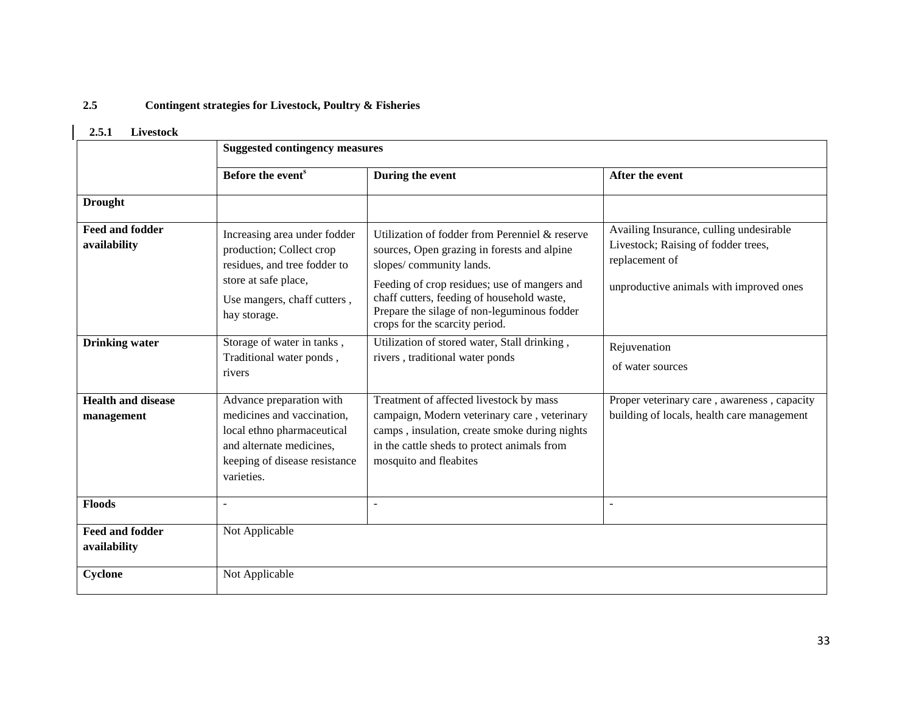**2.5 Contingent strategies for Livestock, Poultry & Fisheries**

**2.5.1 Livestock**

| | Suggested contingency measures | | |
|---|---|---|---|
| | **Before the event**[s] | **During the event** | **After the event** |
| **Drought** | | | |
| **Feed and fodder availability** | Increasing area under fodder production; Collect crop residues, and tree fodder to store at safe place, Use mangers, chaff cutters , hay storage. | Utilization of fodder from Perenniel & reserve sources, Open grazing in forests and alpine slopes/ community lands. Feeding of crop residues; use of mangers and chaff cutters, feeding of household waste, Prepare the silage of non-leguminous fodder crops for the scarcity period. | Availing Insurance, culling undesirable Livestock; Raising of fodder trees, replacement of unproductive animals with improved ones |
| **Drinking water** | Storage of water in tanks , Traditional water ponds , rivers | Utilization of stored water, Stall drinking , rivers , traditional water ponds | Rejuvenation of water sources |
| **Health and disease management** | Advance preparation with medicines and vaccination, local ethno pharmaceutical and alternate medicines, keeping of disease resistance varieties. | Treatment of affected livestock by mass campaign, Modern veterinary care , veterinary camps , insulation, create smoke during nights in the cattle sheds to protect animals from mosquito and fleabites | Proper veterinary care , awareness , capacity building of locals, health care management |
| **Floods** | - | - | - |
| **Feed and fodder availability** | Not Applicable | | |
| **Cyclone** | Not Applicable | | |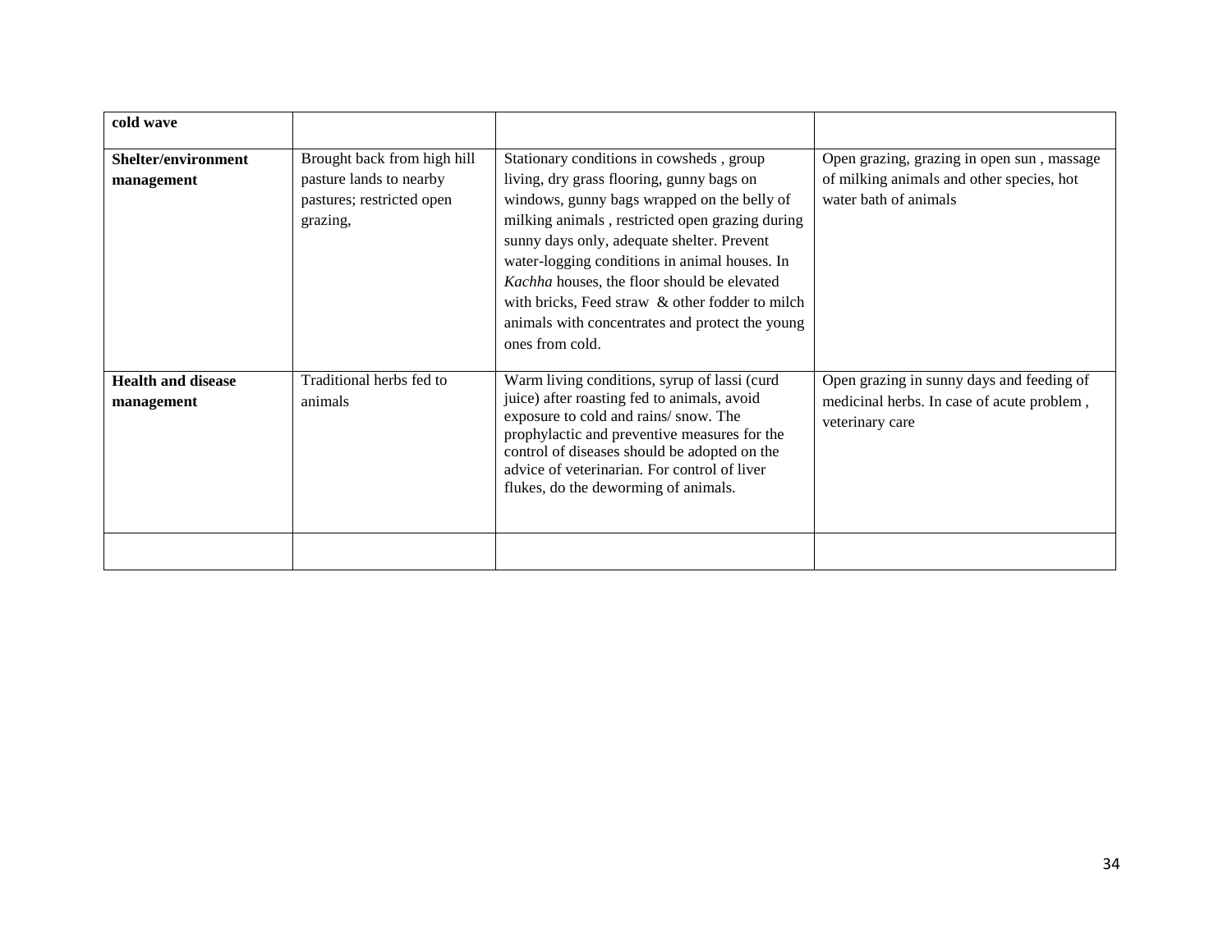| | | | |
|---|---|---|---|
| **cold wave** | | | |
| **Shelter/environment management** | Brought back from high hill pasture lands to nearby pastures; restricted open grazing, | Stationary conditions in cowsheds , group living, dry grass flooring, gunny bags on windows, gunny bags wrapped on the belly of milking animals , restricted open grazing during sunny days only, adequate shelter. Prevent water-logging conditions in animal houses. In *Kachha* houses, the floor should be elevated with bricks, Feed straw & other fodder to milch animals with concentrates and protect the young ones from cold. | Open grazing, grazing in open sun , massage of milking animals and other species, hot water bath of animals |
| **Health and disease management** | Traditional herbs fed to animals | Warm living conditions, syrup of lassi (curd juice) after roasting fed to animals, avoid exposure to cold and rains/ snow. The prophylactic and preventive measures for the control of diseases should be adopted on the advice of veterinarian. For control of liver flukes, do the deworming of animals. | Open grazing in sunny days and feeding of medicinal herbs. In case of acute problem , veterinary care |
| | | | |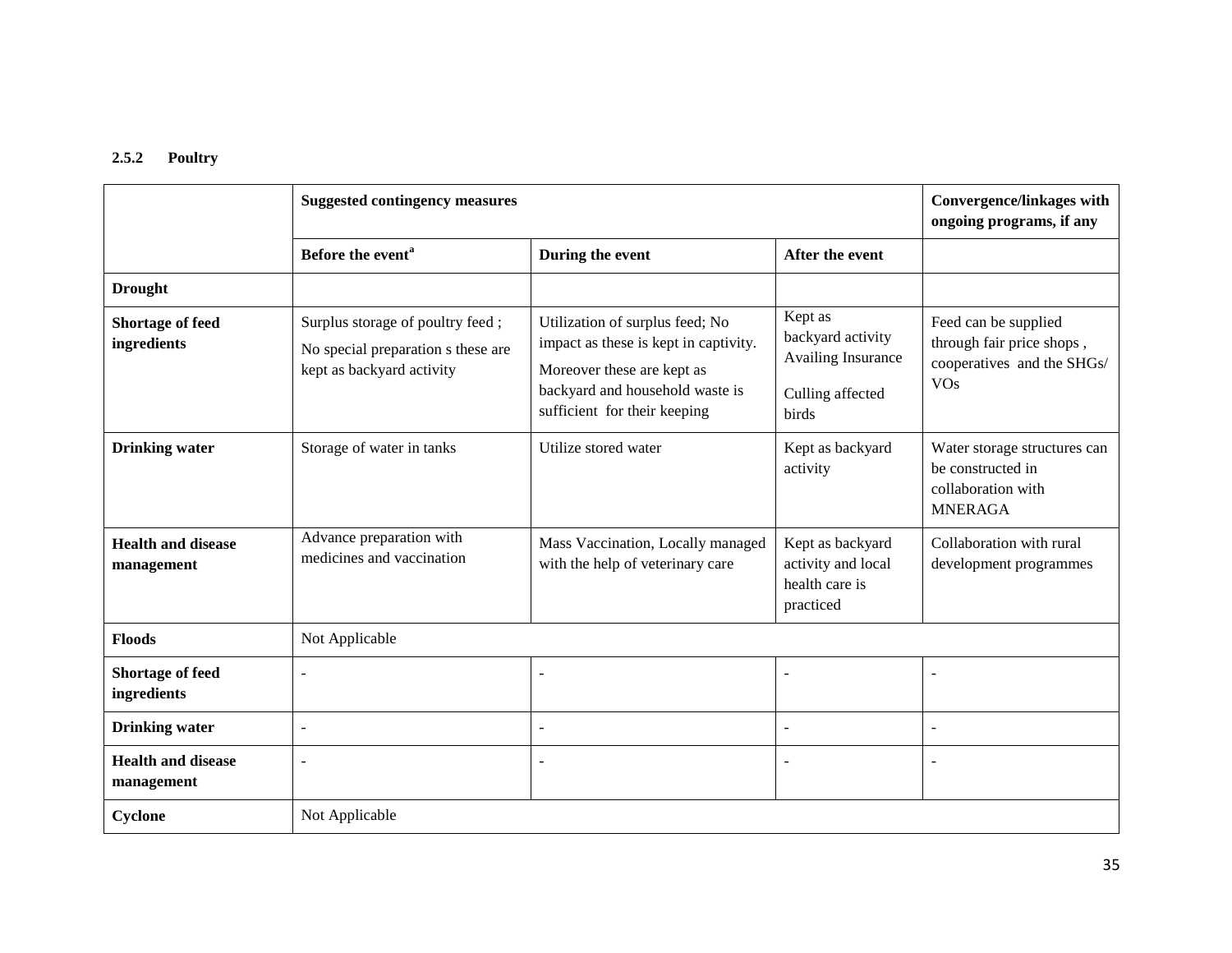### 2.5.2 Poultry

| | Suggested contingency measures | | | Convergence/linkages with ongoing programs, if any |
|---|---|---|---|---|
| | Before the event[a] | During the event | After the event | |
| **Drought** | | | | |
| **Shortage of feed ingredients** | Surplus storage of poultry feed ; No special preparation s these are kept as backyard activity | Utilization of surplus feed; No impact as these is kept in captivity. Moreover these are kept as backyard and household waste is sufficient for their keeping | Kept as backyard activity Availing Insurance Culling affected birds | Feed can be supplied through fair price shops , cooperatives and the SHGs/ VOs |
| **Drinking water** | Storage of water in tanks | Utilize stored water | Kept as backyard activity | Water storage structures can be constructed in collaboration with MNERAGA |
| **Health and disease management** | Advance preparation with medicines and vaccination | Mass Vaccination, Locally managed with the help of veterinary care | Kept as backyard activity and local health care is practiced | Collaboration with rural development programmes |
| **Floods** | Not Applicable | | | |
| **Shortage of feed ingredients** | - | - | - | - |
| **Drinking water** | - | - | - | - |
| **Health and disease management** | - | - | - | - |
| **Cyclone** | Not Applicable | | | |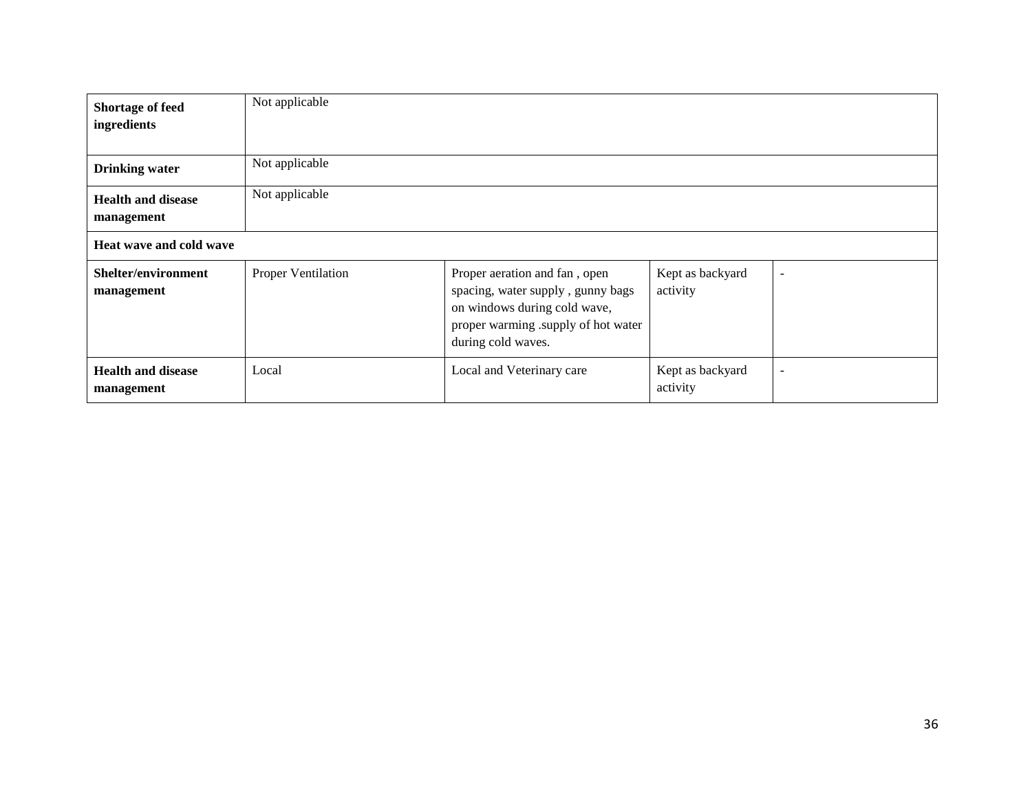| | | | | |
|---|---|---|---|---|
| **Shortage of feed ingredients** | Not applicable | | | |
| **Drinking water** | Not applicable | | | |
| **Health and disease management** | Not applicable | | | |
| **Heat wave and cold wave** | | | | |
| **Shelter/environment management** | Proper Ventilation | Proper aeration and fan , open spacing, water supply , gunny bags on windows during cold wave, proper warming .supply of hot water during cold waves. | Kept as backyard activity | - |
| **Health and disease management** | Local | Local and Veterinary care | Kept as backyard activity | - |